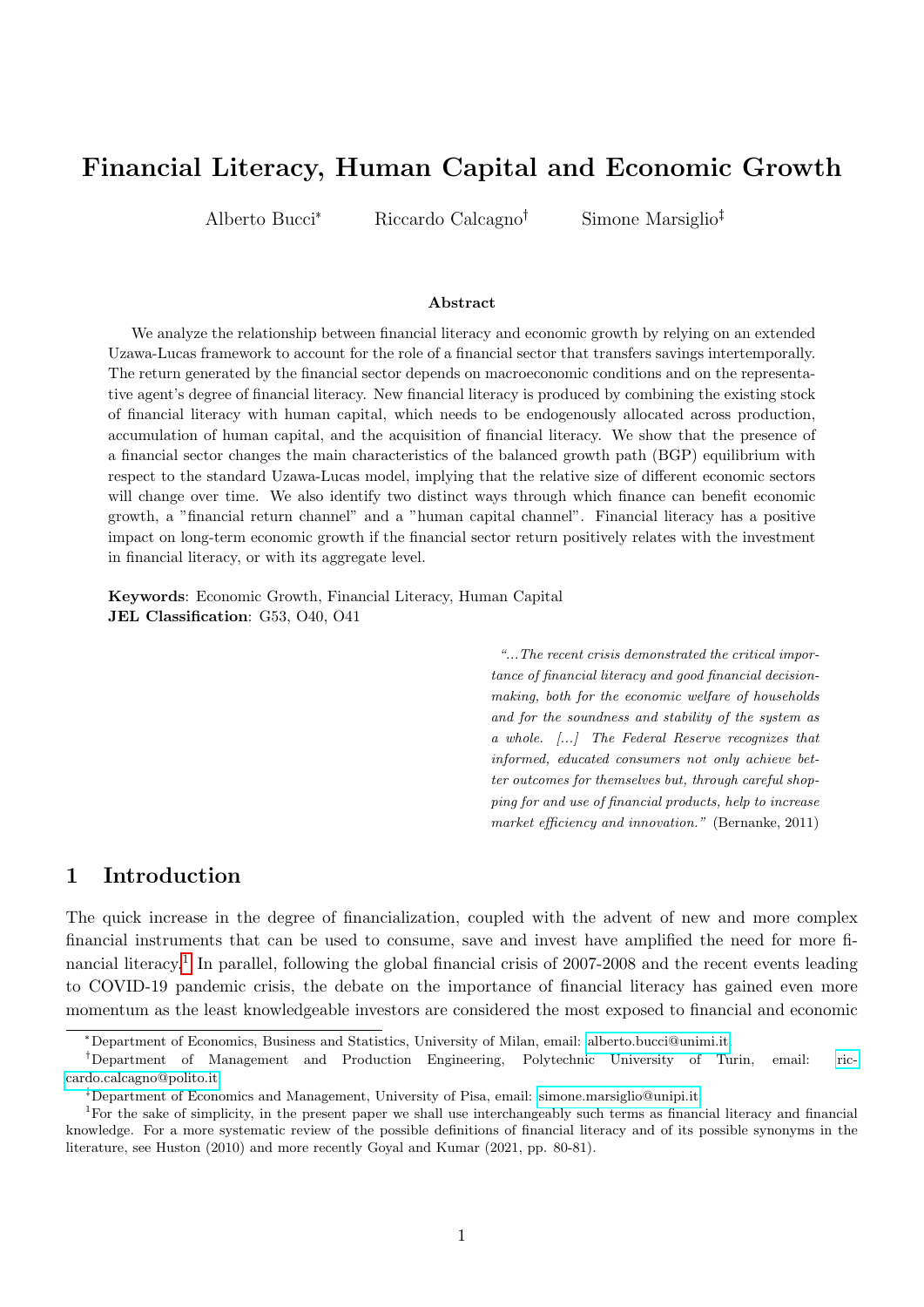# Financial Literacy, Human Capital and Economic Growth

Alberto Bucci[*] Riccardo Calcagno[†] Simone Marsiglio[‡]

### Abstract

We analyze the relationship between financial literacy and economic growth by relying on an extended Uzawa-Lucas framework to account for the role of a financial sector that transfers savings intertemporally. The return generated by the financial sector depends on macroeconomic conditions and on the representative agent's degree of financial literacy. New financial literacy is produced by combining the existing stock of financial literacy with human capital, which needs to be endogenously allocated across production, accumulation of human capital, and the acquisition of financial literacy. We show that the presence of a financial sector changes the main characteristics of the balanced growth path (BGP) equilibrium with respect to the standard Uzawa-Lucas model, implying that the relative size of different economic sectors will change over time. We also identify two distinct ways through which finance can benefit economic growth, a "financial return channel" and a "human capital channel". Financial literacy has a positive impact on long-term economic growth if the financial sector return positively relates with the investment in financial literacy, or with its aggregate level.

**Keywords**: Economic Growth, Financial Literacy, Human Capital
**JEL Classification**: G53, O40, O41

> *"...The recent crisis demonstrated the critical importance of financial literacy and good financial decision-making, both for the economic welfare of households and for the soundness and stability of the system as a whole. [...] The Federal Reserve recognizes that informed, educated consumers not only achieve better outcomes for themselves but, through careful shopping for and use of financial products, help to increase market efficiency and innovation."* (Bernanke, 2011)

## 1 Introduction

The quick increase in the degree of financialization, coupled with the advent of new and more complex financial instruments that can be used to consume, save and invest have amplified the need for more financial literacy.[1] In parallel, following the global financial crisis of 2007-2008 and the recent events leading to COVID-19 pandemic crisis, the debate on the importance of financial literacy has gained even more momentum as the least knowledgeable investors are considered the most exposed to financial and economic

---

[*] Department of Economics, Business and Statistics, University of Milan, email: alberto.bucci@unimi.it

[†] Department of Management and Production Engineering, Polytechnic University of Turin, email: riccardo.calcagno@polito.it

[‡] Department of Economics and Management, University of Pisa, email: simone.marsiglio@unipi.it

[1] For the sake of simplicity, in the present paper we shall use interchangeably such terms as financial literacy and financial knowledge. For a more systematic review of the possible definitions of financial literacy and of its possible synonyms in the literature, see Huston (2010) and more recently Goyal and Kumar (2021, pp. 80-81).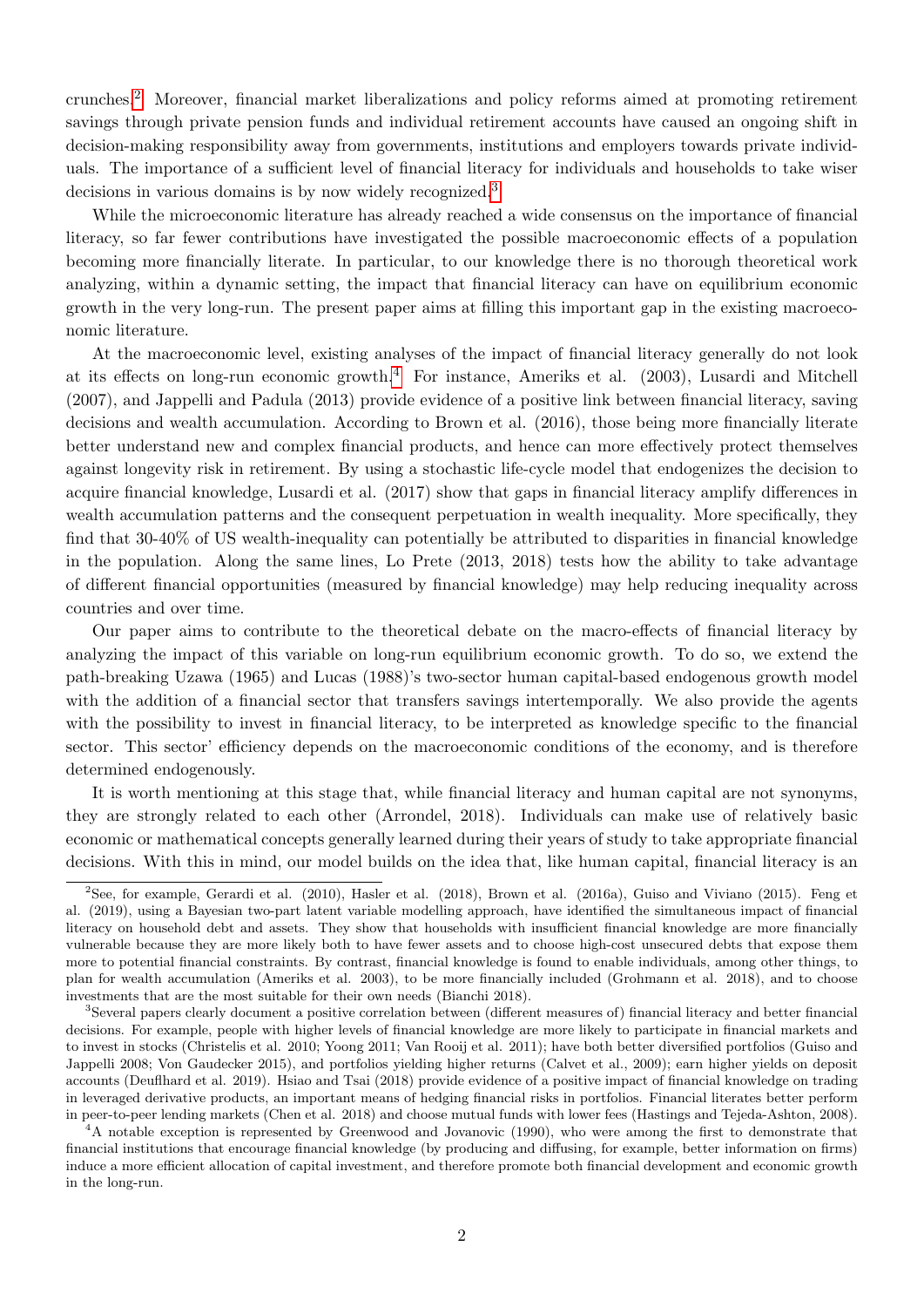crunches.[2] Moreover, financial market liberalizations and policy reforms aimed at promoting retirement savings through private pension funds and individual retirement accounts have caused an ongoing shift in decision-making responsibility away from governments, institutions and employers towards private individuals. The importance of a sufficient level of financial literacy for individuals and households to take wiser decisions in various domains is by now widely recognized.[3]

While the microeconomic literature has already reached a wide consensus on the importance of financial literacy, so far fewer contributions have investigated the possible macroeconomic effects of a population becoming more financially literate. In particular, to our knowledge there is no thorough theoretical work analyzing, within a dynamic setting, the impact that financial literacy can have on equilibrium economic growth in the very long-run. The present paper aims at filling this important gap in the existing macroeconomic literature.

At the macroeconomic level, existing analyses of the impact of financial literacy generally do not look at its effects on long-run economic growth.[4] For instance, Ameriks et al. (2003), Lusardi and Mitchell (2007), and Jappelli and Padula (2013) provide evidence of a positive link between financial literacy, saving decisions and wealth accumulation. According to Brown et al. (2016), those being more financially literate better understand new and complex financial products, and hence can more effectively protect themselves against longevity risk in retirement. By using a stochastic life-cycle model that endogenizes the decision to acquire financial knowledge, Lusardi et al. (2017) show that gaps in financial literacy amplify differences in wealth accumulation patterns and the consequent perpetuation in wealth inequality. More specifically, they find that 30-40% of US wealth-inequality can potentially be attributed to disparities in financial knowledge in the population. Along the same lines, Lo Prete (2013, 2018) tests how the ability to take advantage of different financial opportunities (measured by financial knowledge) may help reducing inequality across countries and over time.

Our paper aims to contribute to the theoretical debate on the macro-effects of financial literacy by analyzing the impact of this variable on long-run equilibrium economic growth. To do so, we extend the path-breaking Uzawa (1965) and Lucas (1988)'s two-sector human capital-based endogenous growth model with the addition of a financial sector that transfers savings intertemporally. We also provide the agents with the possibility to invest in financial literacy, to be interpreted as knowledge specific to the financial sector. This sector' efficiency depends on the macroeconomic conditions of the economy, and is therefore determined endogenously.

It is worth mentioning at this stage that, while financial literacy and human capital are not synonyms, they are strongly related to each other (Arrondel, 2018). Individuals can make use of relatively basic economic or mathematical concepts generally learned during their years of study to take appropriate financial decisions. With this in mind, our model builds on the idea that, like human capital, financial literacy is an

[2] See, for example, Gerardi et al. (2010), Hasler et al. (2018), Brown et al. (2016a), Guiso and Viviano (2015). Feng et al. (2019), using a Bayesian two-part latent variable modelling approach, have identified the simultaneous impact of financial literacy on household debt and assets. They show that households with insufficient financial knowledge are more financially vulnerable because they are more likely both to have fewer assets and to choose high-cost unsecured debts that expose them more to potential financial constraints. By contrast, financial knowledge is found to enable individuals, among other things, to plan for wealth accumulation (Ameriks et al. 2003), to be more financially included (Grohmann et al. 2018), and to choose investments that are the most suitable for their own needs (Bianchi 2018).

[3] Several papers clearly document a positive correlation between (different measures of) financial literacy and better financial decisions. For example, people with higher levels of financial knowledge are more likely to participate in financial markets and to invest in stocks (Christelis et al. 2010; Yoong 2011; Van Rooij et al. 2011); have both better diversified portfolios (Guiso and Jappelli 2008; Von Gaudecker 2015), and portfolios yielding higher returns (Calvet et al., 2009); earn higher yields on deposit accounts (Deuflhard et al. 2019). Hsiao and Tsai (2018) provide evidence of a positive impact of financial knowledge on trading in leveraged derivative products, an important means of hedging financial risks in portfolios. Financial literates better perform in peer-to-peer lending markets (Chen et al. 2018) and choose mutual funds with lower fees (Hastings and Tejeda-Ashton, 2008).

[4] A notable exception is represented by Greenwood and Jovanovic (1990), who were among the first to demonstrate that financial institutions that encourage financial knowledge (by producing and diffusing, for example, better information on firms) induce a more efficient allocation of capital investment, and therefore promote both financial development and economic growth in the long-run.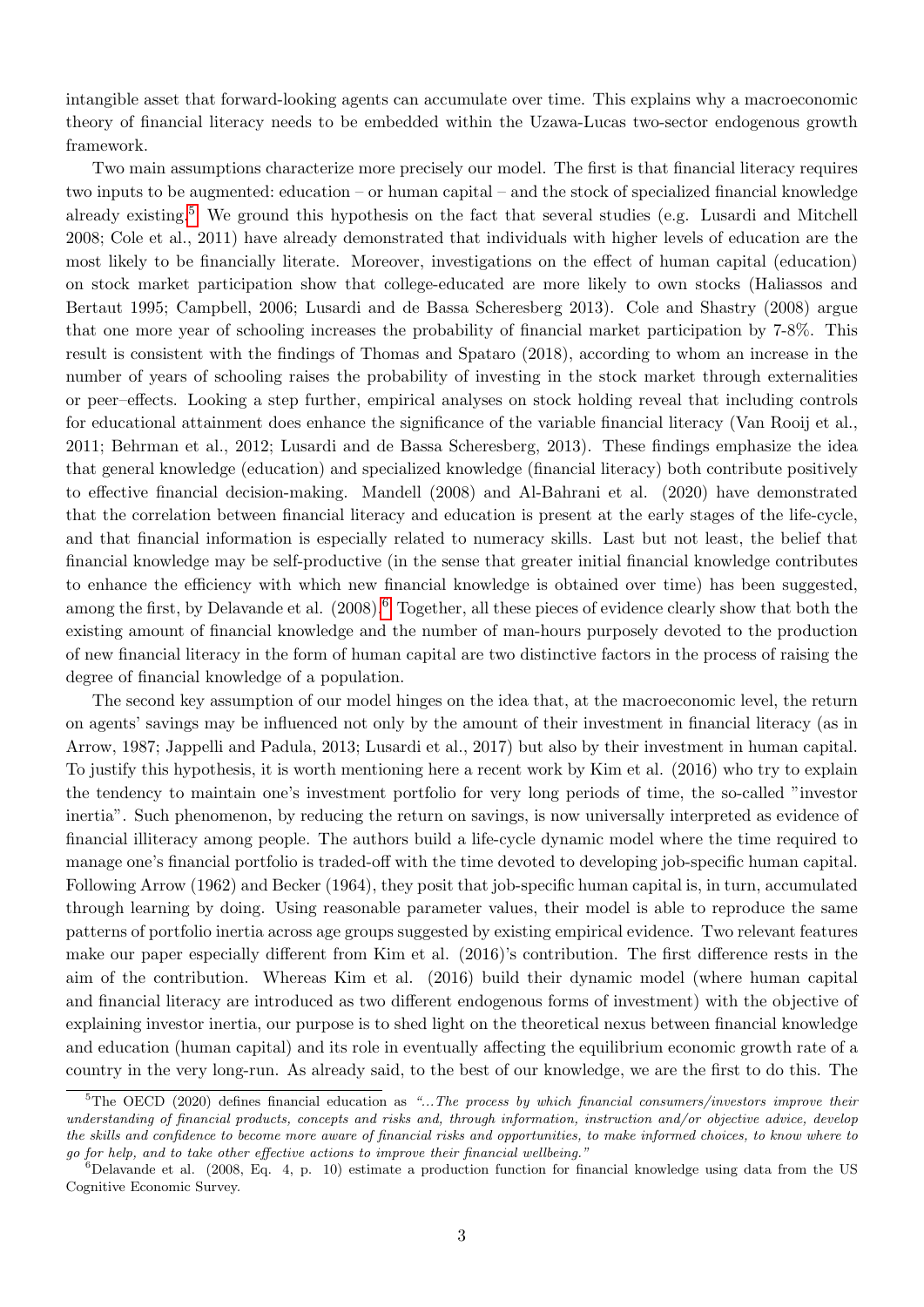intangible asset that forward-looking agents can accumulate over time. This explains why a macroeconomic theory of financial literacy needs to be embedded within the Uzawa-Lucas two-sector endogenous growth framework.

Two main assumptions characterize more precisely our model. The first is that financial literacy requires two inputs to be augmented: education – or human capital – and the stock of specialized financial knowledge already existing.[5] We ground this hypothesis on the fact that several studies (e.g. Lusardi and Mitchell 2008; Cole et al., 2011) have already demonstrated that individuals with higher levels of education are the most likely to be financially literate. Moreover, investigations on the effect of human capital (education) on stock market participation show that college-educated are more likely to own stocks (Haliassos and Bertaut 1995; Campbell, 2006; Lusardi and de Bassa Scheresberg 2013). Cole and Shastry (2008) argue that one more year of schooling increases the probability of financial market participation by 7-8%. This result is consistent with the findings of Thomas and Spataro (2018), according to whom an increase in the number of years of schooling raises the probability of investing in the stock market through externalities or peer–effects. Looking a step further, empirical analyses on stock holding reveal that including controls for educational attainment does enhance the significance of the variable financial literacy (Van Rooij et al., 2011; Behrman et al., 2012; Lusardi and de Bassa Scheresberg, 2013). These findings emphasize the idea that general knowledge (education) and specialized knowledge (financial literacy) both contribute positively to effective financial decision-making. Mandell (2008) and Al-Bahrani et al. (2020) have demonstrated that the correlation between financial literacy and education is present at the early stages of the life-cycle, and that financial information is especially related to numeracy skills. Last but not least, the belief that financial knowledge may be self-productive (in the sense that greater initial financial knowledge contributes to enhance the efficiency with which new financial knowledge is obtained over time) has been suggested, among the first, by Delavande et al. (2008).[6] Together, all these pieces of evidence clearly show that both the existing amount of financial knowledge and the number of man-hours purposely devoted to the production of new financial literacy in the form of human capital are two distinctive factors in the process of raising the degree of financial knowledge of a population.

The second key assumption of our model hinges on the idea that, at the macroeconomic level, the return on agents' savings may be influenced not only by the amount of their investment in financial literacy (as in Arrow, 1987; Jappelli and Padula, 2013; Lusardi et al., 2017) but also by their investment in human capital. To justify this hypothesis, it is worth mentioning here a recent work by Kim et al. (2016) who try to explain the tendency to maintain one's investment portfolio for very long periods of time, the so-called "investor inertia". Such phenomenon, by reducing the return on savings, is now universally interpreted as evidence of financial illiteracy among people. The authors build a life-cycle dynamic model where the time required to manage one's financial portfolio is traded-off with the time devoted to developing job-specific human capital. Following Arrow (1962) and Becker (1964), they posit that job-specific human capital is, in turn, accumulated through learning by doing. Using reasonable parameter values, their model is able to reproduce the same patterns of portfolio inertia across age groups suggested by existing empirical evidence. Two relevant features make our paper especially different from Kim et al. (2016)'s contribution. The first difference rests in the aim of the contribution. Whereas Kim et al. (2016) build their dynamic model (where human capital and financial literacy are introduced as two different endogenous forms of investment) with the objective of explaining investor inertia, our purpose is to shed light on the theoretical nexus between financial knowledge and education (human capital) and its role in eventually affecting the equilibrium economic growth rate of a country in the very long-run. As already said, to the best of our knowledge, we are the first to do this. The

[5] The OECD (2020) defines financial education as *"...The process by which financial consumers/investors improve their understanding of financial products, concepts and risks and, through information, instruction and/or objective advice, develop the skills and confidence to become more aware of financial risks and opportunities, to make informed choices, to know where to go for help, and to take other effective actions to improve their financial wellbeing."*

[6] Delavande et al. (2008, Eq. 4, p. 10) estimate a production function for financial knowledge using data from the US Cognitive Economic Survey.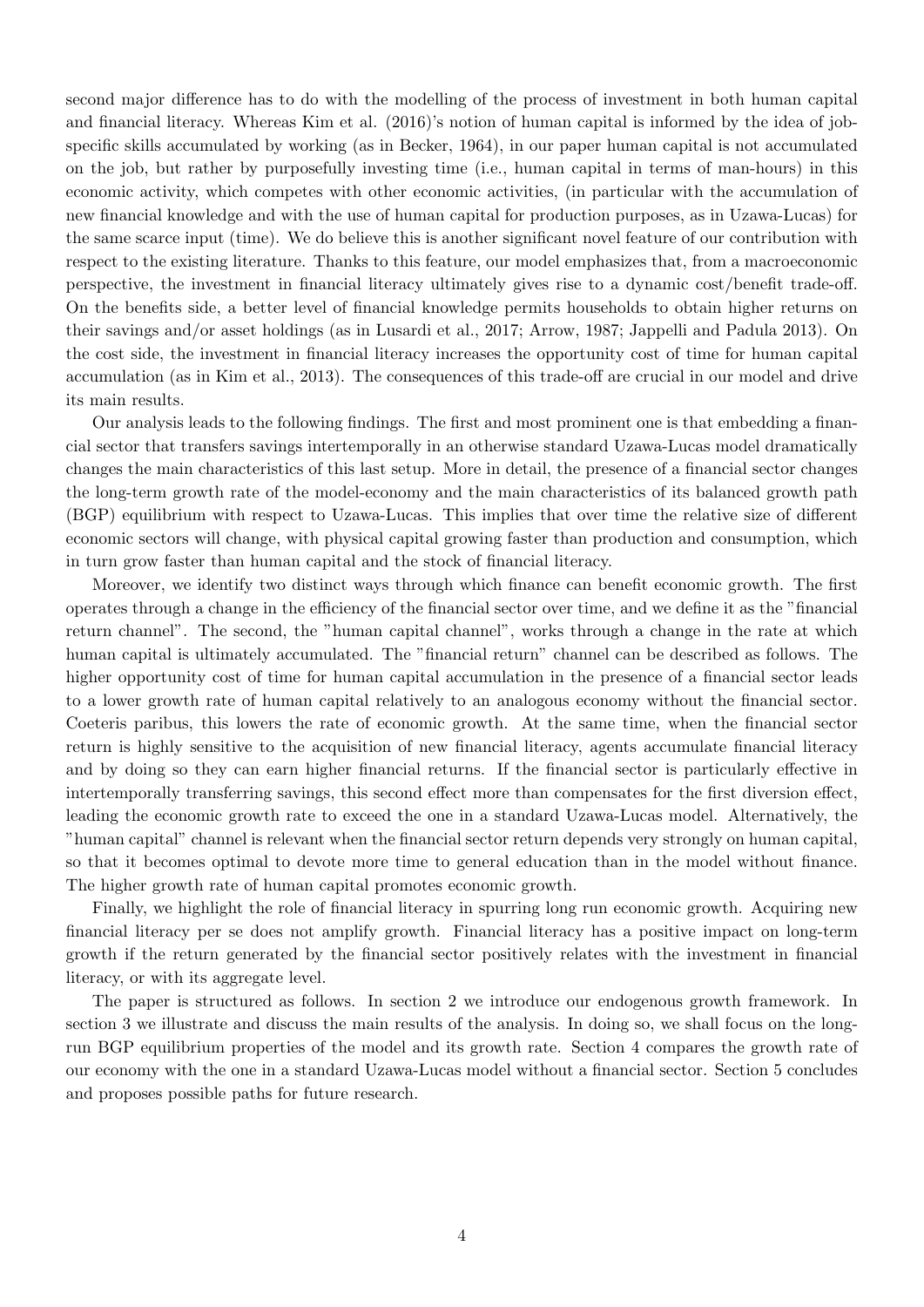second major difference has to do with the modelling of the process of investment in both human capital and financial literacy. Whereas Kim et al. (2016)'s notion of human capital is informed by the idea of job-specific skills accumulated by working (as in Becker, 1964), in our paper human capital is not accumulated on the job, but rather by purposefully investing time (i.e., human capital in terms of man-hours) in this economic activity, which competes with other economic activities, (in particular with the accumulation of new financial knowledge and with the use of human capital for production purposes, as in Uzawa-Lucas) for the same scarce input (time). We do believe this is another significant novel feature of our contribution with respect to the existing literature. Thanks to this feature, our model emphasizes that, from a macroeconomic perspective, the investment in financial literacy ultimately gives rise to a dynamic cost/benefit trade-off. On the benefits side, a better level of financial knowledge permits households to obtain higher returns on their savings and/or asset holdings (as in Lusardi et al., 2017; Arrow, 1987; Jappelli and Padula 2013). On the cost side, the investment in financial literacy increases the opportunity cost of time for human capital accumulation (as in Kim et al., 2013). The consequences of this trade-off are crucial in our model and drive its main results.

Our analysis leads to the following findings. The first and most prominent one is that embedding a financial sector that transfers savings intertemporally in an otherwise standard Uzawa-Lucas model dramatically changes the main characteristics of this last setup. More in detail, the presence of a financial sector changes the long-term growth rate of the model-economy and the main characteristics of its balanced growth path (BGP) equilibrium with respect to Uzawa-Lucas. This implies that over time the relative size of different economic sectors will change, with physical capital growing faster than production and consumption, which in turn grow faster than human capital and the stock of financial literacy.

Moreover, we identify two distinct ways through which finance can benefit economic growth. The first operates through a change in the efficiency of the financial sector over time, and we define it as the "financial return channel". The second, the "human capital channel", works through a change in the rate at which human capital is ultimately accumulated. The "financial return" channel can be described as follows. The higher opportunity cost of time for human capital accumulation in the presence of a financial sector leads to a lower growth rate of human capital relatively to an analogous economy without the financial sector. Coeteris paribus, this lowers the rate of economic growth. At the same time, when the financial sector return is highly sensitive to the acquisition of new financial literacy, agents accumulate financial literacy and by doing so they can earn higher financial returns. If the financial sector is particularly effective in intertemporally transferring savings, this second effect more than compensates for the first diversion effect, leading the economic growth rate to exceed the one in a standard Uzawa-Lucas model. Alternatively, the "human capital" channel is relevant when the financial sector return depends very strongly on human capital, so that it becomes optimal to devote more time to general education than in the model without finance. The higher growth rate of human capital promotes economic growth.

Finally, we highlight the role of financial literacy in spurring long run economic growth. Acquiring new financial literacy per se does not amplify growth. Financial literacy has a positive impact on long-term growth if the return generated by the financial sector positively relates with the investment in financial literacy, or with its aggregate level.

The paper is structured as follows. In section 2 we introduce our endogenous growth framework. In section 3 we illustrate and discuss the main results of the analysis. In doing so, we shall focus on the long-run BGP equilibrium properties of the model and its growth rate. Section 4 compares the growth rate of our economy with the one in a standard Uzawa-Lucas model without a financial sector. Section 5 concludes and proposes possible paths for future research.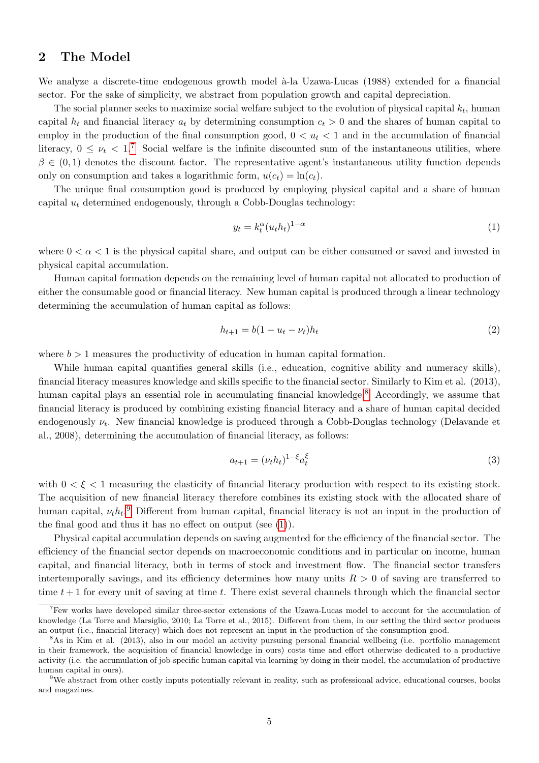## 2 The Model

We analyze a discrete-time endogenous growth model à-la Uzawa-Lucas (1988) extended for a financial sector. For the sake of simplicity, we abstract from population growth and capital depreciation.

The social planner seeks to maximize social welfare subject to the evolution of physical capital $k_t$, human capital $h_t$ and financial literacy $a_t$ by determining consumption $c_t > 0$ and the shares of human capital to employ in the production of the final consumption good, $0 < u_t < 1$ and in the accumulation of financial literacy, $0 \leq \nu_t < 1$.[7] Social welfare is the infinite discounted sum of the instantaneous utilities, where $\beta \in (0, 1)$ denotes the discount factor. The representative agent's instantaneous utility function depends only on consumption and takes a logarithmic form, $u(c_t) = \ln(c_t)$.

The unique final consumption good is produced by employing physical capital and a share of human capital $u_t$ determined endogenously, through a Cobb-Douglas technology:

$$y_t = k_t^{\alpha}(u_t h_t)^{1-\alpha} \tag{1}$$

where $0 < \alpha < 1$ is the physical capital share, and output can be either consumed or saved and invested in physical capital accumulation.

Human capital formation depends on the remaining level of human capital not allocated to production of either the consumable good or financial literacy. New human capital is produced through a linear technology determining the accumulation of human capital as follows:

$$h_{t+1} = b(1 - u_t - \nu_t)h_t \tag{2}$$

where $b > 1$ measures the productivity of education in human capital formation.

While human capital quantifies general skills (i.e., education, cognitive ability and numeracy skills), financial literacy measures knowledge and skills specific to the financial sector. Similarly to Kim et al. (2013), human capital plays an essential role in accumulating financial knowledge.[8] Accordingly, we assume that financial literacy is produced by combining existing financial literacy and a share of human capital decided endogenously $\nu_t$. New financial knowledge is produced through a Cobb-Douglas technology (Delavande et al., 2008), determining the accumulation of financial literacy, as follows:

$$a_{t+1} = (\nu_t h_t)^{1-\xi} a_t^{\xi} \tag{3}$$

with $0 < \xi < 1$ measuring the elasticity of financial literacy production with respect to its existing stock. The acquisition of new financial literacy therefore combines its existing stock with the allocated share of human capital, $\nu_t h_t$.[9] Different from human capital, financial literacy is not an input in the production of the final good and thus it has no effect on output (see (1)).

Physical capital accumulation depends on saving augmented for the efficiency of the financial sector. The efficiency of the financial sector depends on macroeconomic conditions and in particular on income, human capital, and financial literacy, both in terms of stock and investment flow. The financial sector transfers intertemporally savings, and its efficiency determines how many units $R > 0$ of saving are transferred to time $t + 1$ for every unit of saving at time $t$. There exist several channels through which the financial sector

---

[7] Few works have developed similar three-sector extensions of the Uzawa-Lucas model to account for the accumulation of knowledge (La Torre and Marsiglio, 2010; La Torre et al., 2015). Different from them, in our setting the third sector produces an output (i.e., financial literacy) which does not represent an input in the production of the consumption good.

[8] As in Kim et al. (2013), also in our model an activity pursuing personal financial wellbeing (i.e. portfolio management in their framework, the acquisition of financial knowledge in ours) costs time and effort otherwise dedicated to a productive activity (i.e. the accumulation of job-specific human capital via learning by doing in their model, the accumulation of productive human capital in ours).

[9] We abstract from other costly inputs potentially relevant in reality, such as professional advice, educational courses, books and magazines.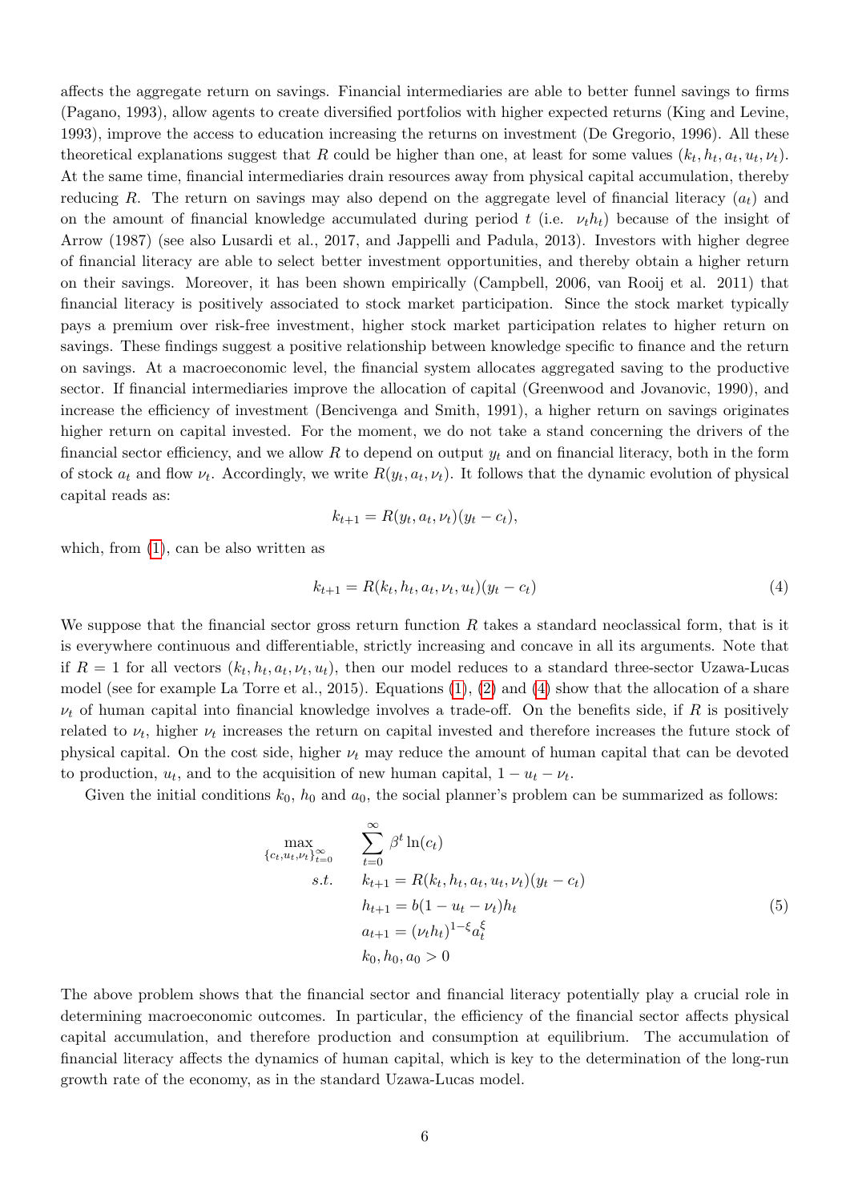affects the aggregate return on savings. Financial intermediaries are able to better funnel savings to firms (Pagano, 1993), allow agents to create diversified portfolios with higher expected returns (King and Levine, 1993), improve the access to education increasing the returns on investment (De Gregorio, 1996). All these theoretical explanations suggest that $R$ could be higher than one, at least for some values $(k_t, h_t, a_t, u_t, \nu_t)$. At the same time, financial intermediaries drain resources away from physical capital accumulation, thereby reducing $R$. The return on savings may also depend on the aggregate level of financial literacy ($a_t$) and on the amount of financial knowledge accumulated during period $t$ (i.e. $\nu_t h_t$) because of the insight of Arrow (1987) (see also Lusardi et al., 2017, and Jappelli and Padula, 2013). Investors with higher degree of financial literacy are able to select better investment opportunities, and thereby obtain a higher return on their savings. Moreover, it has been shown empirically (Campbell, 2006, van Rooij et al. 2011) that financial literacy is positively associated to stock market participation. Since the stock market typically pays a premium over risk-free investment, higher stock market participation relates to higher return on savings. These findings suggest a positive relationship between knowledge specific to finance and the return on savings. At a macroeconomic level, the financial system allocates aggregated saving to the productive sector. If financial intermediaries improve the allocation of capital (Greenwood and Jovanovic, 1990), and increase the efficiency of investment (Bencivenga and Smith, 1991), a higher return on savings originates higher return on capital invested. For the moment, we do not take a stand concerning the drivers of the financial sector efficiency, and we allow $R$ to depend on output $y_t$ and on financial literacy, both in the form of stock $a_t$ and flow $\nu_t$. Accordingly, we write $R(y_t, a_t, \nu_t)$. It follows that the dynamic evolution of physical capital reads as:

$$k_{t+1} = R(y_t, a_t, \nu_t)(y_t - c_t),$$

which, from (1), can be also written as

$$k_{t+1} = R(k_t, h_t, a_t, \nu_t, u_t)(y_t - c_t) \tag{4}$$

We suppose that the financial sector gross return function $R$ takes a standard neoclassical form, that is it is everywhere continuous and differentiable, strictly increasing and concave in all its arguments. Note that if $R = 1$ for all vectors $(k_t, h_t, a_t, \nu_t, u_t)$, then our model reduces to a standard three-sector Uzawa-Lucas model (see for example La Torre et al., 2015). Equations (1), (2) and (4) show that the allocation of a share $\nu_t$ of human capital into financial knowledge involves a trade-off. On the benefits side, if $R$ is positively related to $\nu_t$, higher $\nu_t$ increases the return on capital invested and therefore increases the future stock of physical capital. On the cost side, higher $\nu_t$ may reduce the amount of human capital that can be devoted to production, $u_t$, and to the acquisition of new human capital, $1 - u_t - \nu_t$.

Given the initial conditions $k_0$, $h_0$ and $a_0$, the social planner's problem can be summarized as follows:

$$\begin{aligned}
\max_{\{c_t, u_t, \nu_t\}_{t=0}^{\infty}} \quad & \sum_{t=0}^{\infty} \beta^t \ln(c_t) \\
s.t. \quad & k_{t+1} = R(k_t, h_t, a_t, u_t, \nu_t)(y_t - c_t) \\
& h_{t+1} = b(1 - u_t - \nu_t)h_t \\
& a_{t+1} = (\nu_t h_t)^{1-\xi} a_t^{\xi} \\
& k_0, h_0, a_0 > 0
\end{aligned} \tag{5}$$

The above problem shows that the financial sector and financial literacy potentially play a crucial role in determining macroeconomic outcomes. In particular, the efficiency of the financial sector affects physical capital accumulation, and therefore production and consumption at equilibrium. The accumulation of financial literacy affects the dynamics of human capital, which is key to the determination of the long-run growth rate of the economy, as in the standard Uzawa-Lucas model.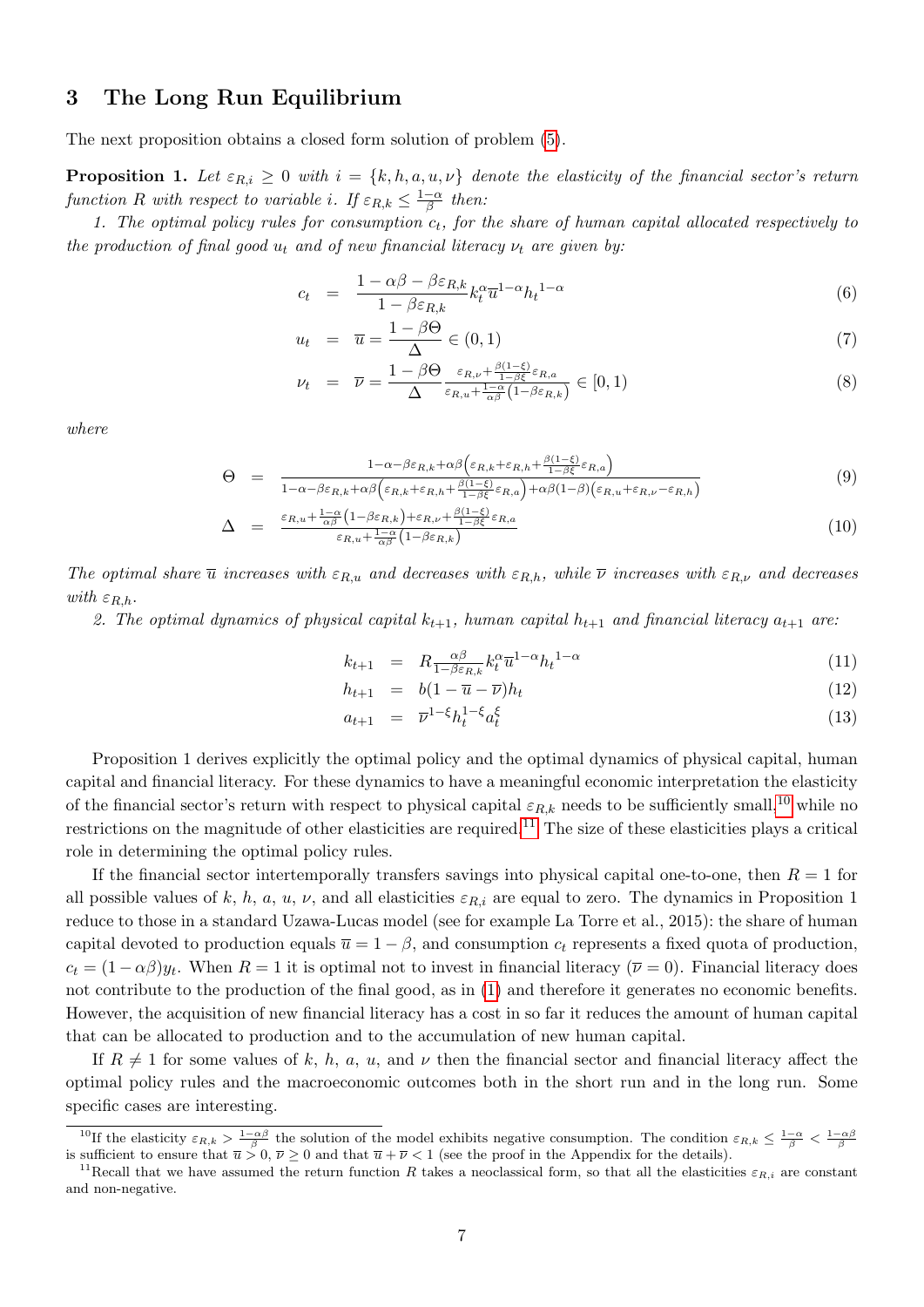## 3 The Long Run Equilibrium

The next proposition obtains a closed form solution of problem (5).

**Proposition 1.** *Let $\varepsilon_{R,i} \geq 0$ with $i = \{k, h, a, u, \nu\}$ denote the elasticity of the financial sector's return function $R$ with respect to variable $i$. If $\varepsilon_{R,k} \leq \frac{1-\alpha}{\beta}$ then:*

*1. The optimal policy rules for consumption $c_t$, for the share of human capital allocated respectively to the production of final good $u_t$ and of new financial literacy $\nu_t$ are given by:*

$$c_t = \frac{1-\alpha\beta-\beta\varepsilon_{R,k}}{1-\beta\varepsilon_{R,k}} k_t^{\alpha}\overline{u}^{1-\alpha}h_t^{1-\alpha} \tag{6}$$

$$u_t = \overline{u} = \frac{1-\beta\Theta}{\Delta} \in (0,1) \tag{7}$$

$$\nu_t = \overline{\nu} = \frac{1-\beta\Theta}{\Delta} \frac{\varepsilon_{R,\nu}+\frac{\beta(1-\xi)}{1-\beta\xi}\varepsilon_{R,a}}{\varepsilon_{R,u}+\frac{1-\alpha}{\alpha\beta}\left(1-\beta\varepsilon_{R,k}\right)} \in [0,1) \tag{8}$$

*where*

$$\Theta = \frac{1-\alpha-\beta\varepsilon_{R,k}+\alpha\beta\left(\varepsilon_{R,k}+\varepsilon_{R,h}+\frac{\beta(1-\xi)}{1-\beta\xi}\varepsilon_{R,a}\right)}{1-\alpha-\beta\varepsilon_{R,k}+\alpha\beta\left(\varepsilon_{R,k}+\varepsilon_{R,h}+\frac{\beta(1-\xi)}{1-\beta\xi}\varepsilon_{R,a}\right)+\alpha\beta(1-\beta)\left(\varepsilon_{R,u}+\varepsilon_{R,\nu}-\varepsilon_{R,h}\right)} \tag{9}$$

$$\Delta = \frac{\varepsilon_{R,u}+\frac{1-\alpha}{\alpha\beta}\left(1-\beta\varepsilon_{R,k}\right)+\varepsilon_{R,\nu}+\frac{\beta(1-\xi)}{1-\beta\xi}\varepsilon_{R,a}}{\varepsilon_{R,u}+\frac{1-\alpha}{\alpha\beta}\left(1-\beta\varepsilon_{R,k}\right)} \tag{10}$$

*The optimal share $\overline{u}$ increases with $\varepsilon_{R,u}$ and decreases with $\varepsilon_{R,h}$, while $\overline{\nu}$ increases with $\varepsilon_{R,\nu}$ and decreases with $\varepsilon_{R,h}$.*

*2. The optimal dynamics of physical capital $k_{t+1}$, human capital $h_{t+1}$ and financial literacy $a_{t+1}$ are:*

$$k_{t+1} = R\frac{\alpha\beta}{1-\beta\varepsilon_{R,k}} k_t^{\alpha}\overline{u}^{1-\alpha}h_t^{1-\alpha} \tag{11}$$

$$h_{t+1} = b(1-\overline{u}-\overline{\nu})h_t \tag{12}$$

$$a_{t+1} = \overline{\nu}^{1-\xi}h_t^{1-\xi}a_t^{\xi} \tag{13}$$

Proposition 1 derives explicitly the optimal policy and the optimal dynamics of physical capital, human capital and financial literacy. For these dynamics to have a meaningful economic interpretation the elasticity of the financial sector's return with respect to physical capital $\varepsilon_{R,k}$ needs to be sufficiently small,[10] while no restrictions on the magnitude of other elasticities are required.[11] The size of these elasticities plays a critical role in determining the optimal policy rules.

If the financial sector intertemporally transfers savings into physical capital one-to-one, then $R = 1$ for all possible values of $k$, $h$, $a$, $u$, $\nu$, and all elasticities $\varepsilon_{R,i}$ are equal to zero. The dynamics in Proposition 1 reduce to those in a standard Uzawa-Lucas model (see for example La Torre et al., 2015): the share of human capital devoted to production equals $\overline{u} = 1-\beta$, and consumption $c_t$ represents a fixed quota of production, $c_t = (1-\alpha\beta)y_t$. When $R = 1$ it is optimal not to invest in financial literacy ($\overline{\nu} = 0$). Financial literacy does not contribute to the production of the final good, as in (1) and therefore it generates no economic benefits. However, the acquisition of new financial literacy has a cost in so far it reduces the amount of human capital that can be allocated to production and to the accumulation of new human capital.

If $R \neq 1$ for some values of $k$, $h$, $a$, $u$, and $\nu$ then the financial sector and financial literacy affect the optimal policy rules and the macroeconomic outcomes both in the short run and in the long run. Some specific cases are interesting.

[10] If the elasticity $\varepsilon_{R,k} > \frac{1-\alpha\beta}{\beta}$ the solution of the model exhibits negative consumption. The condition $\varepsilon_{R,k} \leq \frac{1-\alpha}{\beta} < \frac{1-\alpha\beta}{\beta}$ is sufficient to ensure that $\overline{u} > 0$, $\overline{\nu} \geq 0$ and that $\overline{u} + \overline{\nu} < 1$ (see the proof in the Appendix for the details).

[11] Recall that we have assumed the return function $R$ takes a neoclassical form, so that all the elasticities $\varepsilon_{R,i}$ are constant and non-negative.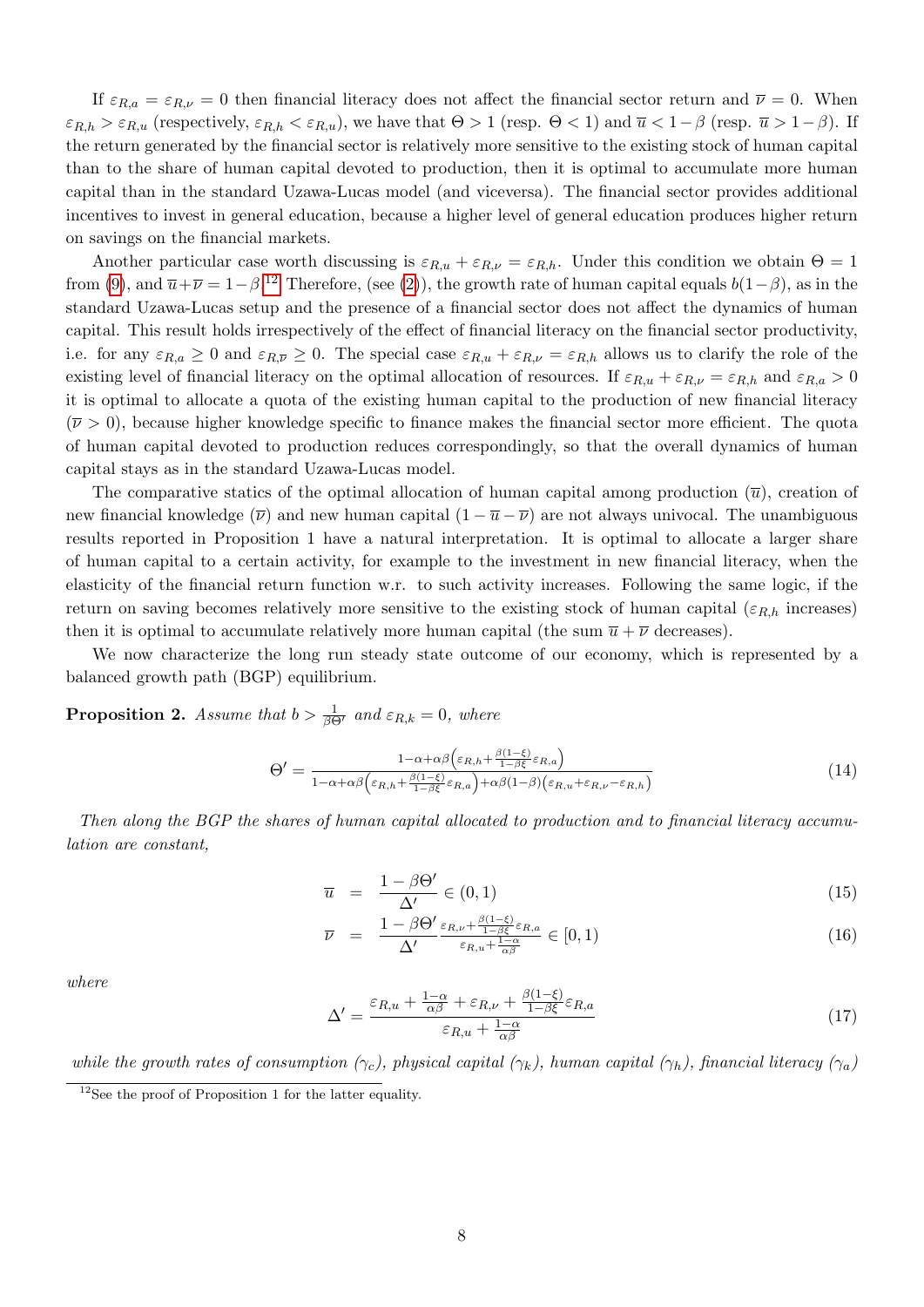If $\varepsilon_{R,a} = \varepsilon_{R,\nu} = 0$ then financial literacy does not affect the financial sector return and $\overline{\nu} = 0$. When $\varepsilon_{R,h} > \varepsilon_{R,u}$ (respectively, $\varepsilon_{R,h} < \varepsilon_{R,u}$), we have that $\Theta > 1$ (resp. $\Theta < 1$) and $\overline{u} < 1-\beta$ (resp. $\overline{u} > 1-\beta$). If the return generated by the financial sector is relatively more sensitive to the existing stock of human capital than to the share of human capital devoted to production, then it is optimal to accumulate more human capital than in the standard Uzawa-Lucas model (and viceversa). The financial sector provides additional incentives to invest in general education, because a higher level of general education produces higher return on savings on the financial markets.

Another particular case worth discussing is $\varepsilon_{R,u} + \varepsilon_{R,\nu} = \varepsilon_{R,h}$. Under this condition we obtain $\Theta = 1$ from (9), and $\overline{u}+\overline{\nu} = 1-\beta$.[12] Therefore, (see (2)), the growth rate of human capital equals $b(1-\beta)$, as in the standard Uzawa-Lucas setup and the presence of a financial sector does not affect the dynamics of human capital. This result holds irrespectively of the effect of financial literacy on the financial sector productivity, i.e. for any $\varepsilon_{R,a} \geq 0$ and $\varepsilon_{R,\overline{\nu}} \geq 0$. The special case $\varepsilon_{R,u} + \varepsilon_{R,\nu} = \varepsilon_{R,h}$ allows us to clarify the role of the existing level of financial literacy on the optimal allocation of resources. If $\varepsilon_{R,u} + \varepsilon_{R,\nu} = \varepsilon_{R,h}$ and $\varepsilon_{R,a} > 0$ it is optimal to allocate a quota of the existing human capital to the production of new financial literacy ($\overline{\nu} > 0$), because higher knowledge specific to finance makes the financial sector more efficient. The quota of human capital devoted to production reduces correspondingly, so that the overall dynamics of human capital stays as in the standard Uzawa-Lucas model.

The comparative statics of the optimal allocation of human capital among production ($\overline{u}$), creation of new financial knowledge ($\overline{\nu}$) and new human capital ($1-\overline{u}-\overline{\nu}$) are not always univocal. The unambiguous results reported in Proposition 1 have a natural interpretation. It is optimal to allocate a larger share of human capital to a certain activity, for example to the investment in new financial literacy, when the elasticity of the financial return function w.r. to such activity increases. Following the same logic, if the return on saving becomes relatively more sensitive to the existing stock of human capital ($\varepsilon_{R,h}$ increases) then it is optimal to accumulate relatively more human capital (the sum $\overline{u}+\overline{\nu}$ decreases).

We now characterize the long run steady state outcome of our economy, which is represented by a balanced growth path (BGP) equilibrium.

**Proposition 2.** *Assume that* $b > \frac{1}{\beta\Theta'}$ *and* $\varepsilon_{R,k} = 0$*, where*

$$\Theta' = \frac{1-\alpha+\alpha\beta\left(\varepsilon_{R,h}+\frac{\beta(1-\xi)}{1-\beta\xi}\varepsilon_{R,a}\right)}{1-\alpha+\alpha\beta\left(\varepsilon_{R,h}+\frac{\beta(1-\xi)}{1-\beta\xi}\varepsilon_{R,a}\right)+\alpha\beta(1-\beta)\left(\varepsilon_{R,u}+\varepsilon_{R,\nu}-\varepsilon_{R,h}\right)} \tag{14}$$

*Then along the BGP the shares of human capital allocated to production and to financial literacy accumulation are constant,*

$$\overline{u} = \frac{1-\beta\Theta'}{\Delta'} \in (0,1) \tag{15}$$

$$\overline{\nu} = \frac{1-\beta\Theta'}{\Delta'}\frac{\varepsilon_{R,\nu}+\frac{\beta(1-\xi)}{1-\beta\xi}\varepsilon_{R,a}}{\varepsilon_{R,u}+\frac{1-\alpha}{\alpha\beta}} \in [0,1) \tag{16}$$

*where*

$$\Delta' = \frac{\varepsilon_{R,u}+\frac{1-\alpha}{\alpha\beta}+\varepsilon_{R,\nu}+\frac{\beta(1-\xi)}{1-\beta\xi}\varepsilon_{R,a}}{\varepsilon_{R,u}+\frac{1-\alpha}{\alpha\beta}} \tag{17}$$

*while the growth rates of consumption* ($\gamma_c$)*, physical capital* ($\gamma_k$)*, human capital* ($\gamma_h$)*, financial literacy* ($\gamma_a$)

[12] See the proof of Proposition 1 for the latter equality.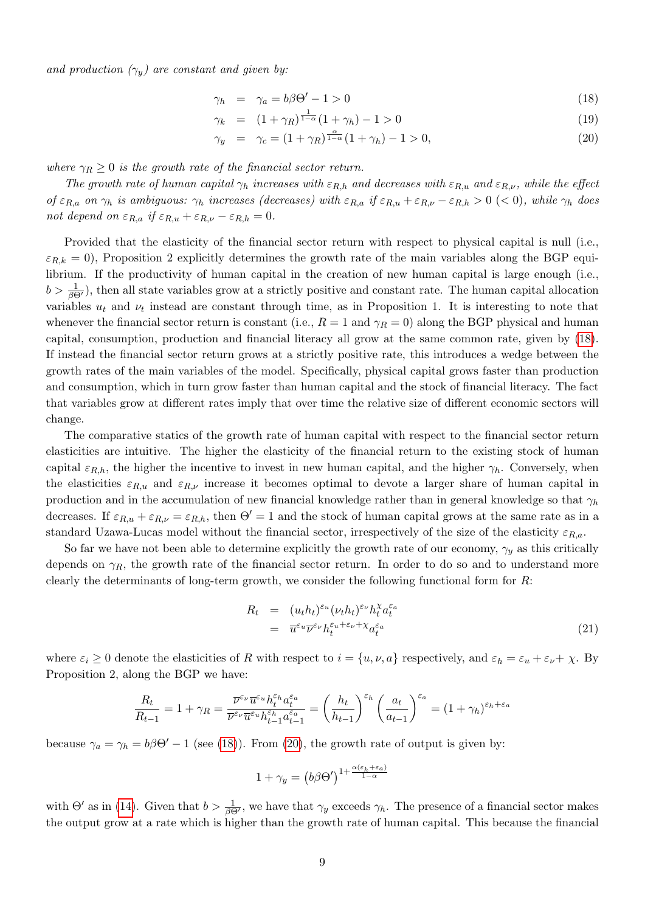*and production ($\gamma_y$) are constant and given by:*

$$
\gamma_h = \gamma_a = b\beta\Theta' - 1 > 0 \tag{18}
$$

$$
\gamma_k = (1+\gamma_R)^{\frac{1}{1-\alpha}}(1+\gamma_h) - 1 > 0 \tag{19}
$$

$$
\gamma_y = \gamma_c = (1+\gamma_R)^{\frac{\alpha}{1-\alpha}}(1+\gamma_h) - 1 > 0, \tag{20}
$$

*where $\gamma_R \geq 0$ is the growth rate of the financial sector return.*

*The growth rate of human capital $\gamma_h$ increases with $\varepsilon_{R,h}$ and decreases with $\varepsilon_{R,u}$ and $\varepsilon_{R,\nu}$, while the effect of $\varepsilon_{R,a}$ on $\gamma_h$ is ambiguous: $\gamma_h$ increases (decreases) with $\varepsilon_{R,a}$ if $\varepsilon_{R,u} + \varepsilon_{R,\nu} - \varepsilon_{R,h} > 0$ ($< 0$), while $\gamma_h$ does not depend on $\varepsilon_{R,a}$ if $\varepsilon_{R,u} + \varepsilon_{R,\nu} - \varepsilon_{R,h} = 0$.*

Provided that the elasticity of the financial sector return with respect to physical capital is null (i.e., $\varepsilon_{R,k} = 0$), Proposition 2 explicitly determines the growth rate of the main variables along the BGP equilibrium. If the productivity of human capital in the creation of new human capital is large enough (i.e., $b > \frac{1}{\beta\Theta'}$), then all state variables grow at a strictly positive and constant rate. The human capital allocation variables $u_t$ and $\nu_t$ instead are constant through time, as in Proposition 1. It is interesting to note that whenever the financial sector return is constant (i.e., $R = 1$ and $\gamma_R = 0$) along the BGP physical and human capital, consumption, production and financial literacy all grow at the same common rate, given by (18). If instead the financial sector return grows at a strictly positive rate, this introduces a wedge between the growth rates of the main variables of the model. Specifically, physical capital grows faster than production and consumption, which in turn grow faster than human capital and the stock of financial literacy. The fact that variables grow at different rates imply that over time the relative size of different economic sectors will change.

The comparative statics of the growth rate of human capital with respect to the financial sector return elasticities are intuitive. The higher the elasticity of the financial return to the existing stock of human capital $\varepsilon_{R,h}$, the higher the incentive to invest in new human capital, and the higher $\gamma_h$. Conversely, when the elasticities $\varepsilon_{R,u}$ and $\varepsilon_{R,\nu}$ increase it becomes optimal to devote a larger share of human capital in production and in the accumulation of new financial knowledge rather than in general knowledge so that $\gamma_h$ decreases. If $\varepsilon_{R,u} + \varepsilon_{R,\nu} = \varepsilon_{R,h}$, then $\Theta' = 1$ and the stock of human capital grows at the same rate as in a standard Uzawa-Lucas model without the financial sector, irrespectively of the size of the elasticity $\varepsilon_{R,a}$.

So far we have not been able to determine explicitly the growth rate of our economy, $\gamma_y$ as this critically depends on $\gamma_R$, the growth rate of the financial sector return. In order to do so and to understand more clearly the determinants of long-term growth, we consider the following functional form for $R$:

$$
\begin{aligned}
R_t &= (u_t h_t)^{\varepsilon_u} (\nu_t h_t)^{\varepsilon_\nu} h_t^{\chi} a_t^{\varepsilon_a} \\
&= \overline{u}^{\varepsilon_u} \overline{\nu}^{\varepsilon_\nu} h_t^{\varepsilon_u + \varepsilon_\nu + \chi} a_t^{\varepsilon_a}
\end{aligned} \tag{21}
$$

where $\varepsilon_i \geq 0$ denote the elasticities of $R$ with respect to $i = \{u, \nu, a\}$ respectively, and $\varepsilon_h = \varepsilon_u + \varepsilon_\nu + \chi$. By Proposition 2, along the BGP we have:

$$
\frac{R_t}{R_{t-1}} = 1 + \gamma_R = \frac{\overline{\nu}^{\varepsilon_\nu} \overline{u}^{\varepsilon_u} h_t^{\varepsilon_h} a_t^{\varepsilon_a}}{\overline{\nu}^{\varepsilon_\nu} \overline{u}^{\varepsilon_u} h_{t-1}^{\varepsilon_h} a_{t-1}^{\varepsilon_a}} = \left(\frac{h_t}{h_{t-1}}\right)^{\varepsilon_h} \left(\frac{a_t}{a_{t-1}}\right)^{\varepsilon_a} = (1+\gamma_h)^{\varepsilon_h + \varepsilon_a}
$$

because $\gamma_a = \gamma_h = b\beta\Theta' - 1$ (see (18)). From (20), the growth rate of output is given by:

$$
1 + \gamma_y = \left(b\beta\Theta'\right)^{1 + \frac{\alpha(\varepsilon_h + \varepsilon_a)}{1-\alpha}}
$$

with $\Theta'$ as in (14). Given that $b > \frac{1}{\beta\Theta'}$, we have that $\gamma_y$ exceeds $\gamma_h$. The presence of a financial sector makes the output grow at a rate which is higher than the growth rate of human capital. This because the financial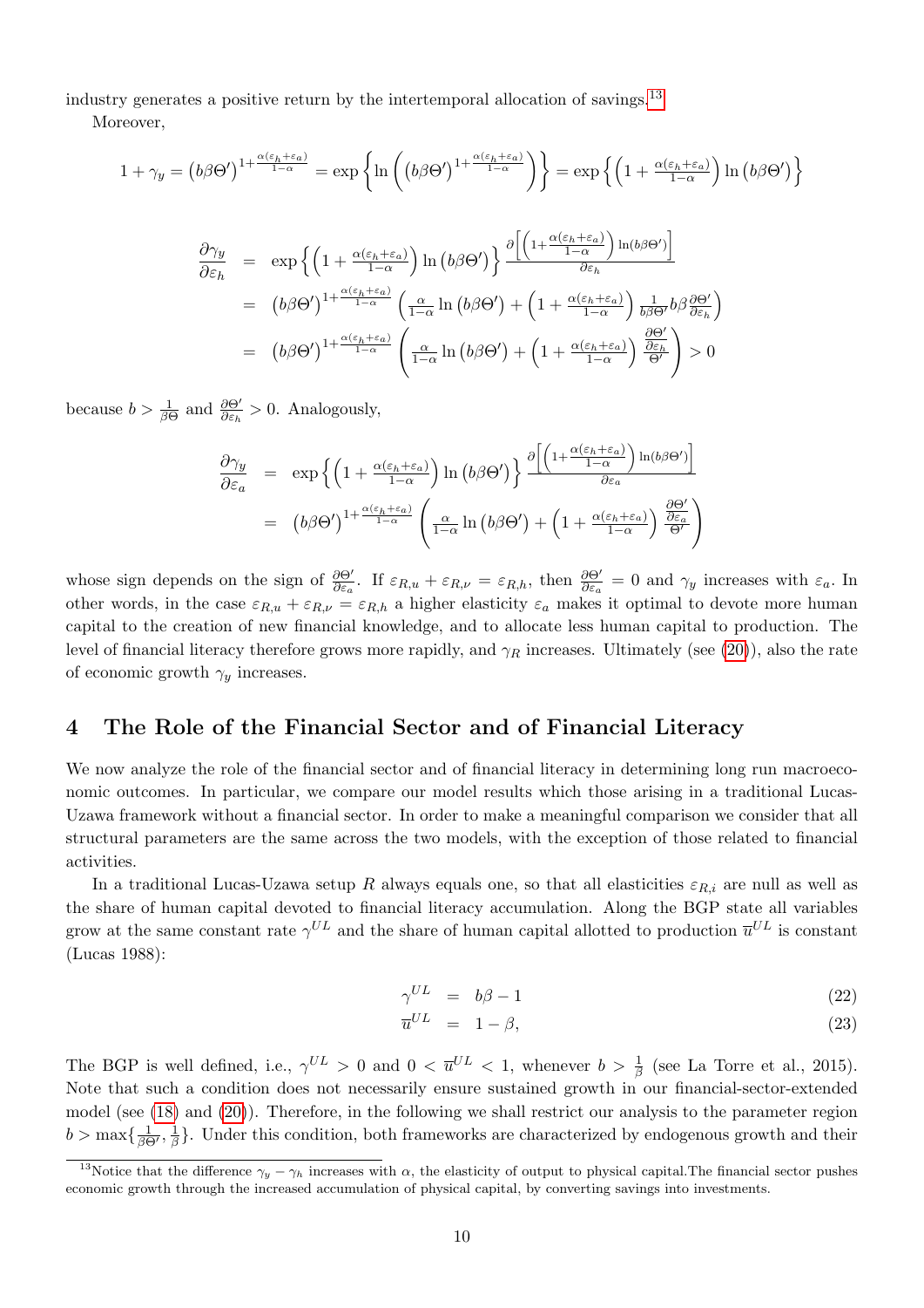industry generates a positive return by the intertemporal allocation of savings.[13]

Moreover,

$$1+\gamma_y = \left(b\beta\Theta'\right)^{1+\frac{\alpha(\varepsilon_h+\varepsilon_a)}{1-\alpha}} = \exp\left\{\ln\left(\left(b\beta\Theta'\right)^{1+\frac{\alpha(\varepsilon_h+\varepsilon_a)}{1-\alpha}}\right)\right\} = \exp\left\{\left(1+\tfrac{\alpha(\varepsilon_h+\varepsilon_a)}{1-\alpha}\right)\ln\left(b\beta\Theta'\right)\right\}$$

$$\begin{aligned}
\frac{\partial\gamma_y}{\partial\varepsilon_h} &= \exp\left\{\left(1+\tfrac{\alpha(\varepsilon_h+\varepsilon_a)}{1-\alpha}\right)\ln\left(b\beta\Theta'\right)\right\}\frac{\partial\left[\left(1+\frac{\alpha(\varepsilon_h+\varepsilon_a)}{1-\alpha}\right)\ln(b\beta\Theta')\right]}{\partial\varepsilon_h}\\
&= \left(b\beta\Theta'\right)^{1+\frac{\alpha(\varepsilon_h+\varepsilon_a)}{1-\alpha}}\left(\tfrac{\alpha}{1-\alpha}\ln\left(b\beta\Theta'\right)+\left(1+\tfrac{\alpha(\varepsilon_h+\varepsilon_a)}{1-\alpha}\right)\tfrac{1}{b\beta\Theta'}b\beta\tfrac{\partial\Theta'}{\partial\varepsilon_h}\right)\\
&= \left(b\beta\Theta'\right)^{1+\frac{\alpha(\varepsilon_h+\varepsilon_a)}{1-\alpha}}\left(\tfrac{\alpha}{1-\alpha}\ln\left(b\beta\Theta'\right)+\left(1+\tfrac{\alpha(\varepsilon_h+\varepsilon_a)}{1-\alpha}\right)\frac{\frac{\partial\Theta'}{\partial\varepsilon_h}}{\Theta'}\right)>0
\end{aligned}$$

because $b>\frac{1}{\beta\Theta}$ and $\frac{\partial\Theta'}{\partial\varepsilon_h}>0$. Analogously,

$$\begin{aligned}
\frac{\partial\gamma_y}{\partial\varepsilon_a} &= \exp\left\{\left(1+\tfrac{\alpha(\varepsilon_h+\varepsilon_a)}{1-\alpha}\right)\ln\left(b\beta\Theta'\right)\right\}\frac{\partial\left[\left(1+\frac{\alpha(\varepsilon_h+\varepsilon_a)}{1-\alpha}\right)\ln(b\beta\Theta')\right]}{\partial\varepsilon_a}\\
&= \left(b\beta\Theta'\right)^{1+\frac{\alpha(\varepsilon_h+\varepsilon_a)}{1-\alpha}}\left(\tfrac{\alpha}{1-\alpha}\ln\left(b\beta\Theta'\right)+\left(1+\tfrac{\alpha(\varepsilon_h+\varepsilon_a)}{1-\alpha}\right)\frac{\frac{\partial\Theta'}{\partial\varepsilon_a}}{\Theta'}\right)
\end{aligned}$$

whose sign depends on the sign of $\frac{\partial\Theta'}{\partial\varepsilon_a}$. If $\varepsilon_{R,u}+\varepsilon_{R,\nu}=\varepsilon_{R,h}$, then $\frac{\partial\Theta'}{\partial\varepsilon_a}=0$ and $\gamma_y$ increases with $\varepsilon_a$. In other words, in the case $\varepsilon_{R,u}+\varepsilon_{R,\nu}=\varepsilon_{R,h}$ a higher elasticity $\varepsilon_a$ makes it optimal to devote more human capital to the creation of new financial knowledge, and to allocate less human capital to production. The level of financial literacy therefore grows more rapidly, and $\gamma_R$ increases. Ultimately (see (20)), also the rate of economic growth $\gamma_y$ increases.

# 4 The Role of the Financial Sector and of Financial Literacy

We now analyze the role of the financial sector and of financial literacy in determining long run macroeconomic outcomes. In particular, we compare our model results which those arising in a traditional Lucas-Uzawa framework without a financial sector. In order to make a meaningful comparison we consider that all structural parameters are the same across the two models, with the exception of those related to financial activities.

In a traditional Lucas-Uzawa setup $R$ always equals one, so that all elasticities $\varepsilon_{R,i}$ are null as well as the share of human capital devoted to financial literacy accumulation. Along the BGP state all variables grow at the same constant rate $\gamma^{UL}$ and the share of human capital allotted to production $\overline{u}^{UL}$ is constant (Lucas 1988):

$$\begin{aligned}
\gamma^{UL} &= b\beta-1 \qquad (22)\\
\overline{u}^{UL} &= 1-\beta, \qquad (23)
\end{aligned}$$

The BGP is well defined, i.e., $\gamma^{UL}>0$ and $0<\overline{u}^{UL}<1$, whenever $b>\frac{1}{\beta}$ (see La Torre et al., 2015). Note that such a condition does not necessarily ensure sustained growth in our financial-sector-extended model (see (18) and (20)). Therefore, in the following we shall restrict our analysis to the parameter region $b>\max\{\frac{1}{\beta\Theta'},\frac{1}{\beta}\}$. Under this condition, both frameworks are characterized by endogenous growth and their

[13] Notice that the difference $\gamma_y-\gamma_h$ increases with $\alpha$, the elasticity of output to physical capital.The financial sector pushes economic growth through the increased accumulation of physical capital, by converting savings into investments.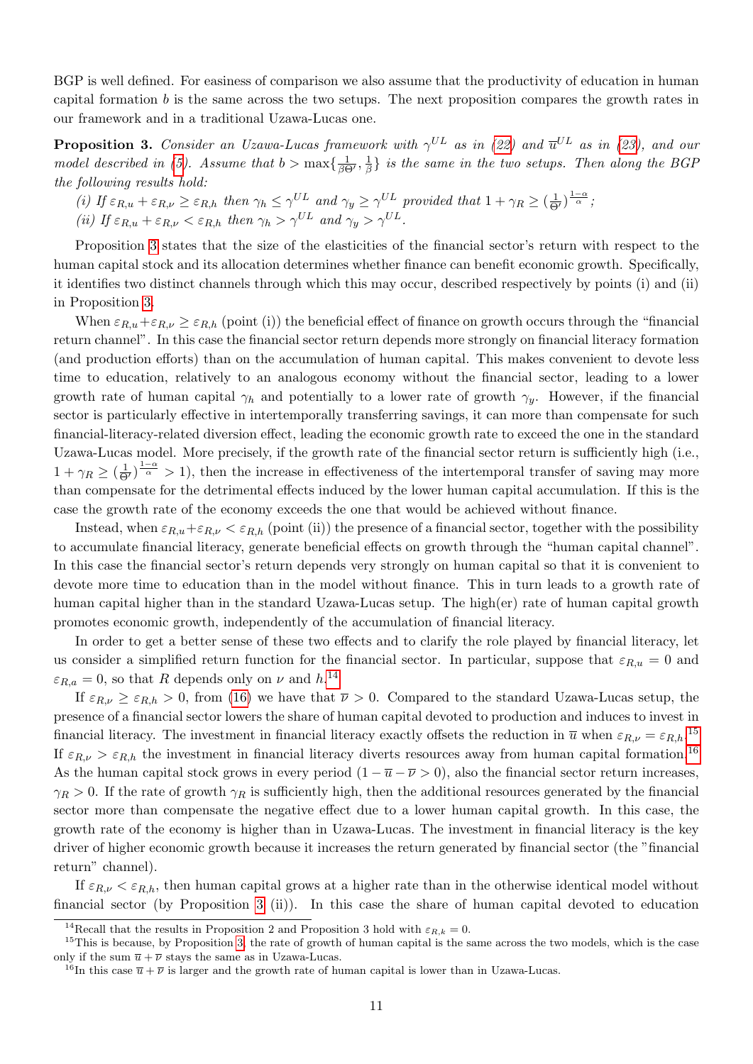BGP is well defined. For easiness of comparison we also assume that the productivity of education in human capital formation $b$ is the same across the two setups. The next proposition compares the growth rates in our framework and in a traditional Uzawa-Lucas one.

**Proposition 3.** *Consider an Uzawa-Lucas framework with $\gamma^{UL}$ as in (22) and $\overline{u}^{UL}$ as in (23), and our model described in (5). Assume that $b > \max\{\frac{1}{\beta\Theta'}, \frac{1}{\beta}\}$ is the same in the two setups. Then along the BGP the following results hold:*

*(i) If $\varepsilon_{R,u} + \varepsilon_{R,\nu} \geq \varepsilon_{R,h}$ then $\gamma_h \leq \gamma^{UL}$ and $\gamma_y \geq \gamma^{UL}$ provided that $1 + \gamma_R \geq (\frac{1}{\Theta'})^{\frac{1-\alpha}{\alpha}}$;*

*(ii) If $\varepsilon_{R,u} + \varepsilon_{R,\nu} < \varepsilon_{R,h}$ then $\gamma_h > \gamma^{UL}$ and $\gamma_y > \gamma^{UL}$.*

Proposition 3 states that the size of the elasticities of the financial sector's return with respect to the human capital stock and its allocation determines whether finance can benefit economic growth. Specifically, it identifies two distinct channels through which this may occur, described respectively by points (i) and (ii) in Proposition 3.

When $\varepsilon_{R,u} + \varepsilon_{R,\nu} \geq \varepsilon_{R,h}$ (point (i)) the beneficial effect of finance on growth occurs through the "financial return channel". In this case the financial sector return depends more strongly on financial literacy formation (and production efforts) than on the accumulation of human capital. This makes convenient to devote less time to education, relatively to an analogous economy without the financial sector, leading to a lower growth rate of human capital $\gamma_h$ and potentially to a lower rate of growth $\gamma_y$. However, if the financial sector is particularly effective in intertemporally transferring savings, it can more than compensate for such financial-literacy-related diversion effect, leading the economic growth rate to exceed the one in the standard Uzawa-Lucas model. More precisely, if the growth rate of the financial sector return is sufficiently high (i.e., $1 + \gamma_R \geq (\frac{1}{\Theta'})^{\frac{1-\alpha}{\alpha}} > 1$), then the increase in effectiveness of the intertemporal transfer of saving may more than compensate for the detrimental effects induced by the lower human capital accumulation. If this is the case the growth rate of the economy exceeds the one that would be achieved without finance.

Instead, when $\varepsilon_{R,u} + \varepsilon_{R,\nu} < \varepsilon_{R,h}$ (point (ii)) the presence of a financial sector, together with the possibility to accumulate financial literacy, generate beneficial effects on growth through the "human capital channel". In this case the financial sector's return depends very strongly on human capital so that it is convenient to devote more time to education than in the model without finance. This in turn leads to a growth rate of human capital higher than in the standard Uzawa-Lucas setup. The high(er) rate of human capital growth promotes economic growth, independently of the accumulation of financial literacy.

In order to get a better sense of these two effects and to clarify the role played by financial literacy, let us consider a simplified return function for the financial sector. In particular, suppose that $\varepsilon_{R,u} = 0$ and $\varepsilon_{R,a} = 0$, so that $R$ depends only on $\nu$ and $h$.[14]

If $\varepsilon_{R,\nu} \geq \varepsilon_{R,h} > 0$, from (16) we have that $\overline{\nu} > 0$. Compared to the standard Uzawa-Lucas setup, the presence of a financial sector lowers the share of human capital devoted to production and induces to invest in financial literacy. The investment in financial literacy exactly offsets the reduction in $\overline{u}$ when $\varepsilon_{R,\nu} = \varepsilon_{R,h}$.[15] If $\varepsilon_{R,\nu} > \varepsilon_{R,h}$ the investment in financial literacy diverts resources away from human capital formation.[16] As the human capital stock grows in every period $(1 - \overline{u} - \overline{\nu} > 0)$, also the financial sector return increases, $\gamma_R > 0$. If the rate of growth $\gamma_R$ is sufficiently high, then the additional resources generated by the financial sector more than compensate the negative effect due to a lower human capital growth. In this case, the growth rate of the economy is higher than in Uzawa-Lucas. The investment in financial literacy is the key driver of higher economic growth because it increases the return generated by financial sector (the "financial return" channel).

If $\varepsilon_{R,\nu} < \varepsilon_{R,h}$, then human capital grows at a higher rate than in the otherwise identical model without financial sector (by Proposition 3 (ii)). In this case the share of human capital devoted to education

[14] Recall that the results in Proposition 2 and Proposition 3 hold with $\varepsilon_{R,k} = 0$.

[15] This is because, by Proposition 3, the rate of growth of human capital is the same across the two models, which is the case only if the sum $\overline{u} + \overline{\nu}$ stays the same as in Uzawa-Lucas.

[16] In this case $\overline{u} + \overline{\nu}$ is larger and the growth rate of human capital is lower than in Uzawa-Lucas.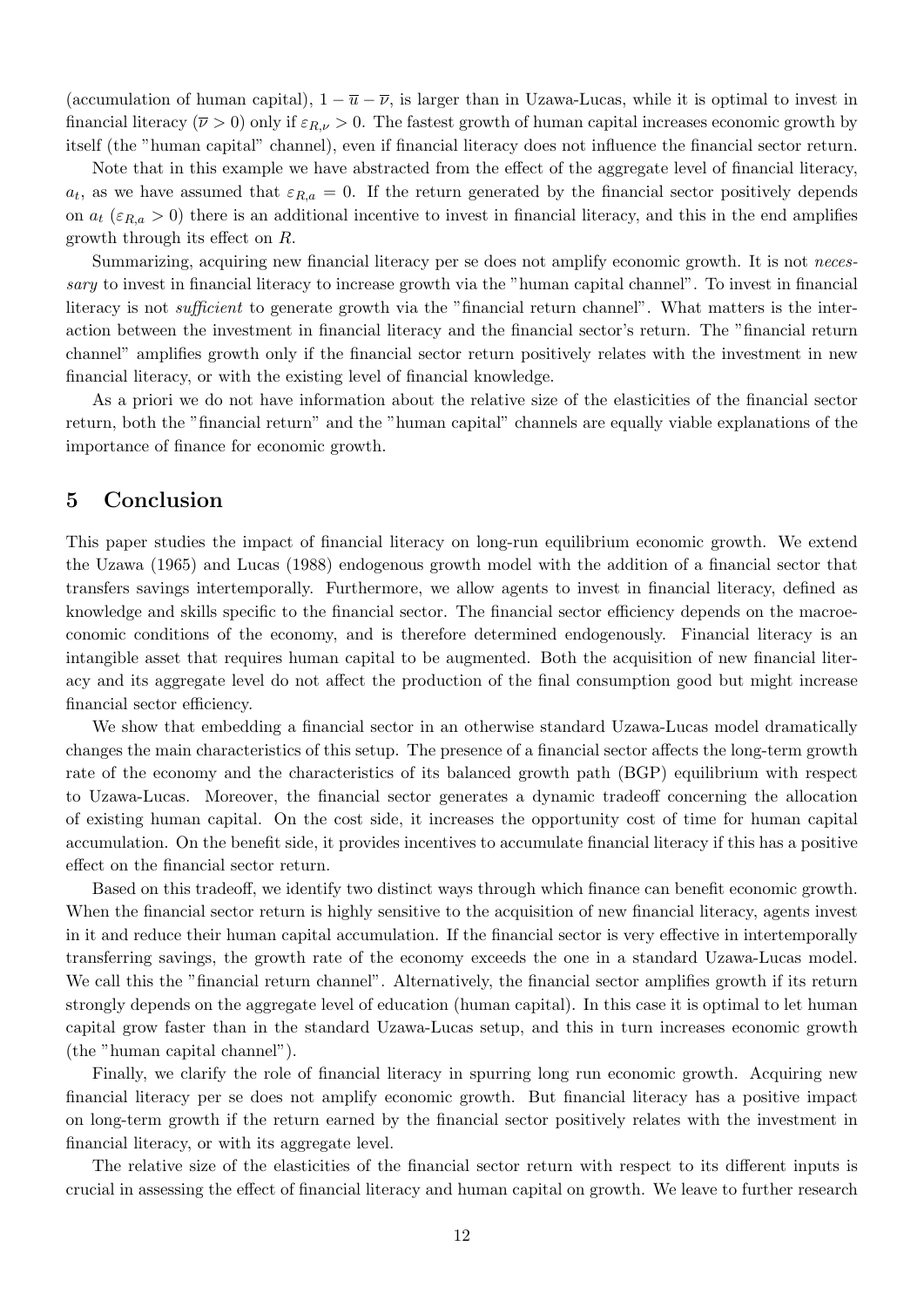(accumulation of human capital), $1 - \overline{u} - \overline{\nu}$, is larger than in Uzawa-Lucas, while it is optimal to invest in financial literacy ($\overline{\nu} > 0$) only if $\varepsilon_{R,\nu} > 0$. The fastest growth of human capital increases economic growth by itself (the "human capital" channel), even if financial literacy does not influence the financial sector return.

Note that in this example we have abstracted from the effect of the aggregate level of financial literacy, $a_t$, as we have assumed that $\varepsilon_{R,a} = 0$. If the return generated by the financial sector positively depends on $a_t$ ($\varepsilon_{R,a} > 0$) there is an additional incentive to invest in financial literacy, and this in the end amplifies growth through its effect on $R$.

Summarizing, acquiring new financial literacy per se does not amplify economic growth. It is not *necessary* to invest in financial literacy to increase growth via the "human capital channel". To invest in financial literacy is not *sufficient* to generate growth via the "financial return channel". What matters is the interaction between the investment in financial literacy and the financial sector's return. The "financial return channel" amplifies growth only if the financial sector return positively relates with the investment in new financial literacy, or with the existing level of financial knowledge.

As a priori we do not have information about the relative size of the elasticities of the financial sector return, both the "financial return" and the "human capital" channels are equally viable explanations of the importance of finance for economic growth.

# 5 Conclusion

This paper studies the impact of financial literacy on long-run equilibrium economic growth. We extend the Uzawa (1965) and Lucas (1988) endogenous growth model with the addition of a financial sector that transfers savings intertemporally. Furthermore, we allow agents to invest in financial literacy, defined as knowledge and skills specific to the financial sector. The financial sector efficiency depends on the macroeconomic conditions of the economy, and is therefore determined endogenously. Financial literacy is an intangible asset that requires human capital to be augmented. Both the acquisition of new financial literacy and its aggregate level do not affect the production of the final consumption good but might increase financial sector efficiency.

We show that embedding a financial sector in an otherwise standard Uzawa-Lucas model dramatically changes the main characteristics of this setup. The presence of a financial sector affects the long-term growth rate of the economy and the characteristics of its balanced growth path (BGP) equilibrium with respect to Uzawa-Lucas. Moreover, the financial sector generates a dynamic tradeoff concerning the allocation of existing human capital. On the cost side, it increases the opportunity cost of time for human capital accumulation. On the benefit side, it provides incentives to accumulate financial literacy if this has a positive effect on the financial sector return.

Based on this tradeoff, we identify two distinct ways through which finance can benefit economic growth. When the financial sector return is highly sensitive to the acquisition of new financial literacy, agents invest in it and reduce their human capital accumulation. If the financial sector is very effective in intertemporally transferring savings, the growth rate of the economy exceeds the one in a standard Uzawa-Lucas model. We call this the "financial return channel". Alternatively, the financial sector amplifies growth if its return strongly depends on the aggregate level of education (human capital). In this case it is optimal to let human capital grow faster than in the standard Uzawa-Lucas setup, and this in turn increases economic growth (the "human capital channel").

Finally, we clarify the role of financial literacy in spurring long run economic growth. Acquiring new financial literacy per se does not amplify economic growth. But financial literacy has a positive impact on long-term growth if the return earned by the financial sector positively relates with the investment in financial literacy, or with its aggregate level.

The relative size of the elasticities of the financial sector return with respect to its different inputs is crucial in assessing the effect of financial literacy and human capital on growth. We leave to further research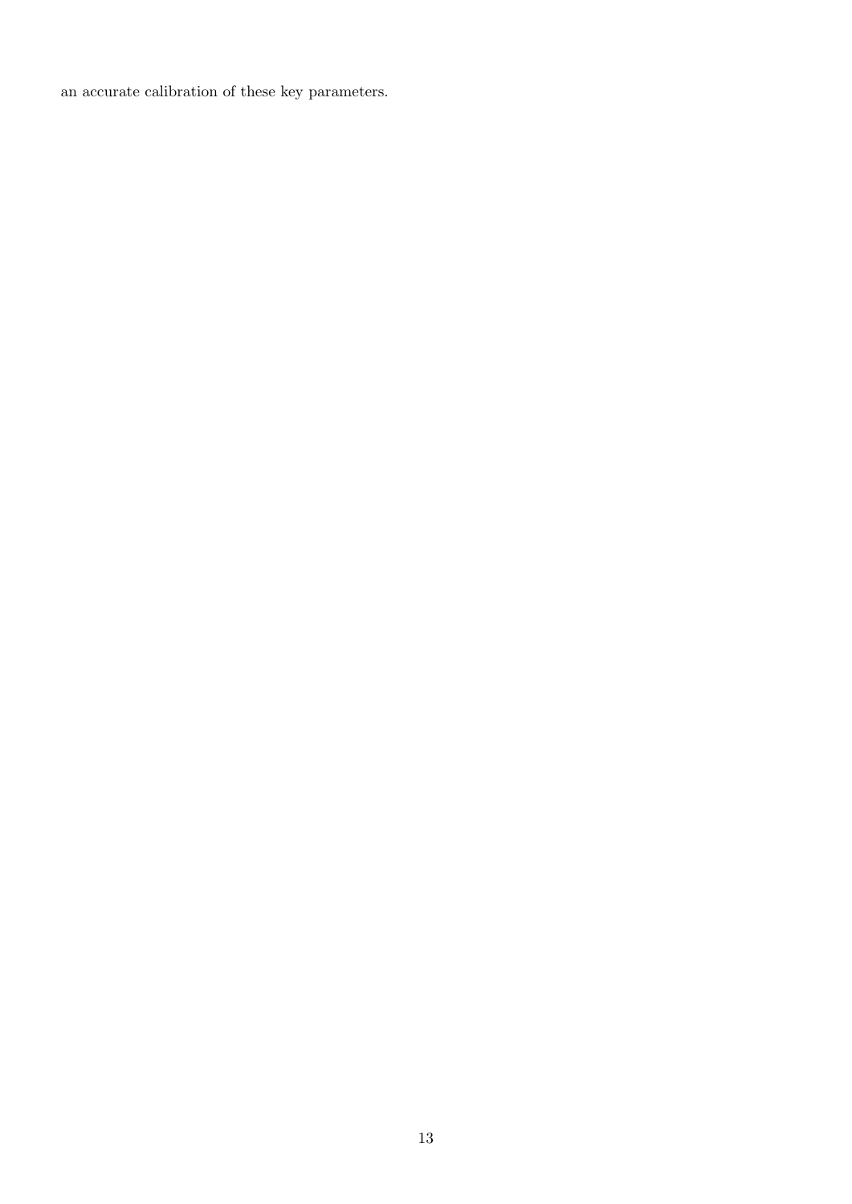an accurate calibration of these key parameters.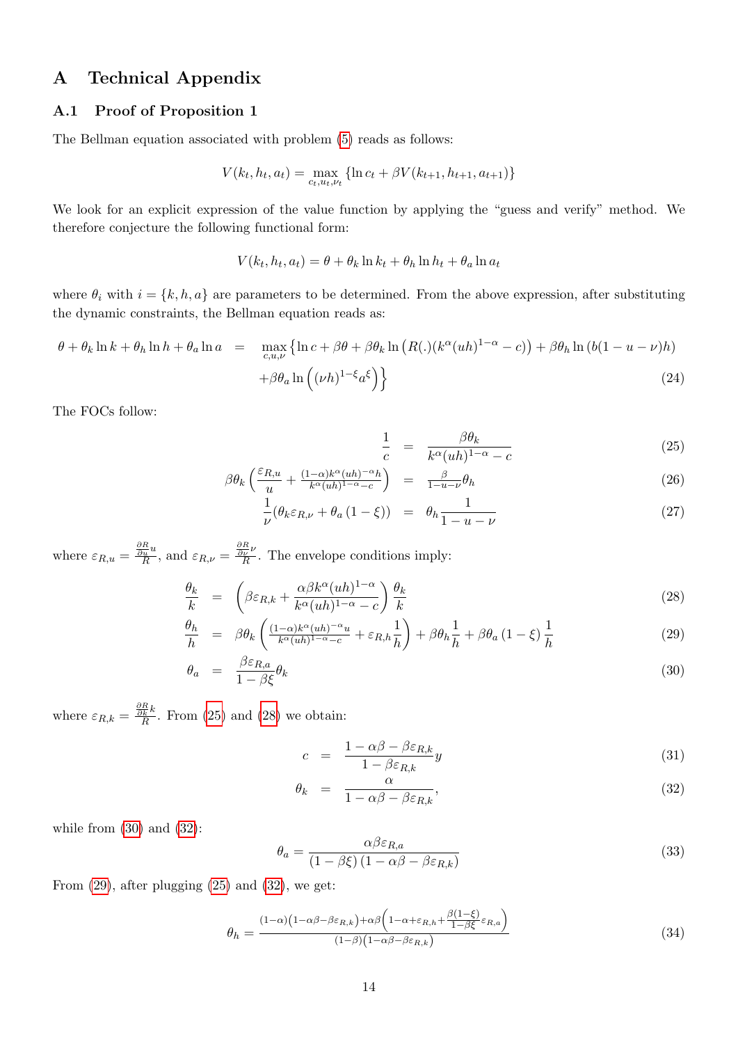# A Technical Appendix

## A.1 Proof of Proposition 1

The Bellman equation associated with problem (5) reads as follows:

$$V(k_t, h_t, a_t) = \max_{c_t, u_t, \nu_t} \{\ln c_t + \beta V(k_{t+1}, h_{t+1}, a_{t+1})\}$$

We look for an explicit expression of the value function by applying the "guess and verify" method. We therefore conjecture the following functional form:

$$V(k_t, h_t, a_t) = \theta + \theta_k \ln k_t + \theta_h \ln h_t + \theta_a \ln a_t$$

where $\theta_i$ with $i = \{k, h, a\}$ are parameters to be determined. From the above expression, after substituting the dynamic constraints, the Bellman equation reads as:

$$\begin{aligned}\theta + \theta_k \ln k + \theta_h \ln h + \theta_a \ln a \quad = \quad & \max_{c,u,\nu} \left\{ \ln c + \beta\theta + \beta\theta_k \ln \left( R(.)(k^\alpha (uh)^{1-\alpha} - c) \right) + \beta\theta_h \ln \left( b(1-u-\nu)h \right) \right. \\ & \left. + \beta\theta_a \ln \left( (\nu h)^{1-\xi} a^\xi \right) \right\} \end{aligned} \tag{24}$$

The FOCs follow:

$$\frac{1}{c} = \frac{\beta\theta_k}{k^\alpha (uh)^{1-\alpha} - c} \tag{25}$$

$$\beta\theta_k \left( \frac{\varepsilon_{R,u}}{u} + \frac{(1-\alpha)k^\alpha (uh)^{-\alpha} h}{k^\alpha (uh)^{1-\alpha} - c} \right) = \frac{\beta}{1-u-\nu}\theta_h \tag{26}$$

$$\frac{1}{\nu}(\theta_k \varepsilon_{R,\nu} + \theta_a (1-\xi)) = \theta_h \frac{1}{1-u-\nu} \tag{27}$$

where $\varepsilon_{R,u} = \frac{\frac{\partial R}{\partial u} u}{R}$, and $\varepsilon_{R,\nu} = \frac{\frac{\partial R}{\partial \nu} \nu}{R}$. The envelope conditions imply:

$$\frac{\theta_k}{k} = \left( \beta\varepsilon_{R,k} + \frac{\alpha\beta k^\alpha (uh)^{1-\alpha}}{k^\alpha (uh)^{1-\alpha} - c} \right) \frac{\theta_k}{k} \tag{28}$$

$$\frac{\theta_h}{h} = \beta\theta_k \left( \frac{(1-\alpha)k^\alpha (uh)^{-\alpha} u}{k^\alpha (uh)^{1-\alpha} - c} + \varepsilon_{R,h} \frac{1}{h} \right) + \beta\theta_h \frac{1}{h} + \beta\theta_a (1-\xi) \frac{1}{h} \tag{29}$$

$$\theta_a = \frac{\beta\varepsilon_{R,a}}{1-\beta\xi}\theta_k \tag{30}$$

where $\varepsilon_{R,k} = \frac{\frac{\partial R}{\partial k} k}{R}$. From (25) and (28) we obtain:

$$c = \frac{1-\alpha\beta-\beta\varepsilon_{R,k}}{1-\beta\varepsilon_{R,k}} y \tag{31}$$

$$\theta_k = \frac{\alpha}{1-\alpha\beta-\beta\varepsilon_{R,k}}, \tag{32}$$

while from (30) and (32):

$$\theta_a = \frac{\alpha\beta\varepsilon_{R,a}}{(1-\beta\xi)(1-\alpha\beta-\beta\varepsilon_{R,k})} \tag{33}$$

From (29), after plugging (25) and (32), we get:

$$\theta_h = \frac{(1-\alpha)\left(1-\alpha\beta-\beta\varepsilon_{R,k}\right) + \alpha\beta\left(1-\alpha+\varepsilon_{R,h}+\frac{\beta(1-\xi)}{1-\beta\xi}\varepsilon_{R,a}\right)}{(1-\beta)\left(1-\alpha\beta-\beta\varepsilon_{R,k}\right)} \tag{34}$$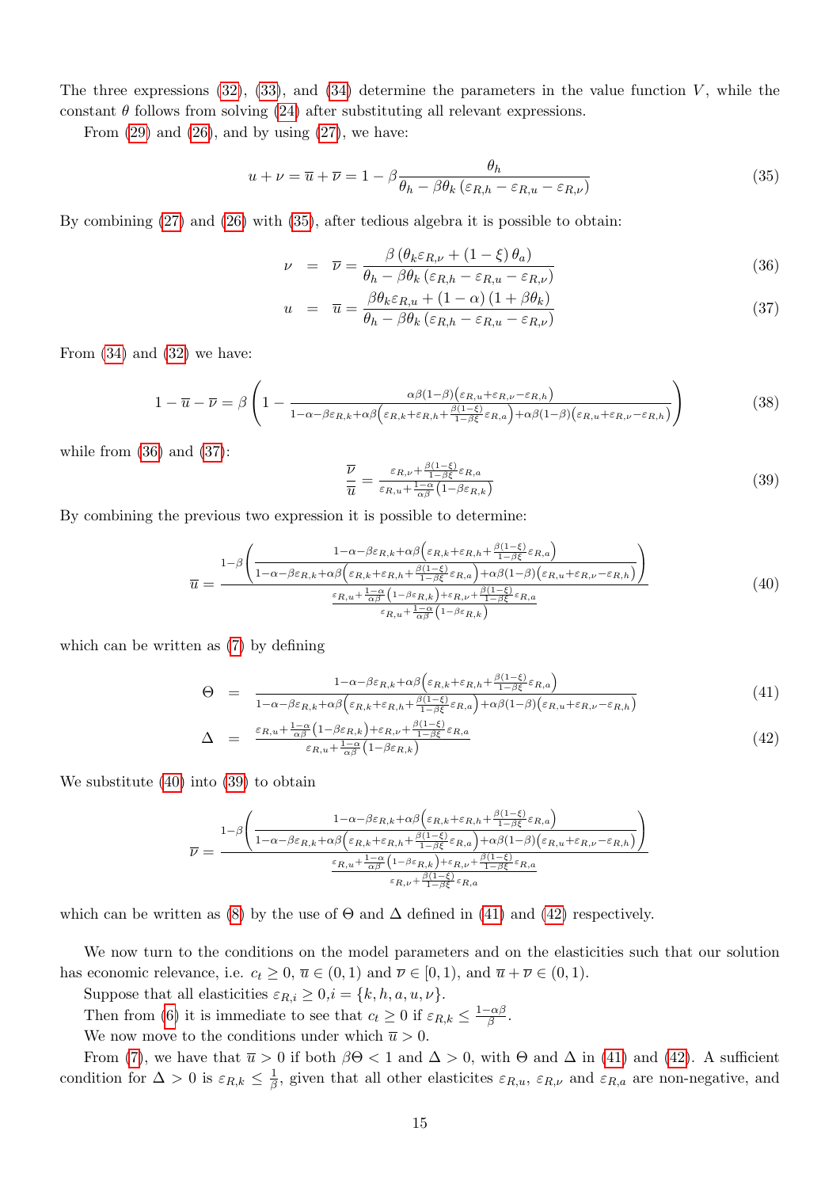The three expressions (32), (33), and (34) determine the parameters in the value function $V$, while the constant $\theta$ follows from solving (24) after substituting all relevant expressions.

From (29) and (26), and by using (27), we have:

$$u + \nu = \overline{u} + \overline{\nu} = 1 - \beta \frac{\theta_h}{\theta_h - \beta\theta_k\left(\varepsilon_{R,h} - \varepsilon_{R,u} - \varepsilon_{R,\nu}\right)} \tag{35}$$

By combining (27) and (26) with (35), after tedious algebra it is possible to obtain:

$$\nu = \overline{\nu} = \frac{\beta\left(\theta_k\varepsilon_{R,\nu} + (1-\xi)\,\theta_a\right)}{\theta_h - \beta\theta_k\left(\varepsilon_{R,h} - \varepsilon_{R,u} - \varepsilon_{R,\nu}\right)} \tag{36}$$

$$u = \overline{u} = \frac{\beta\theta_k\varepsilon_{R,u} + (1-\alpha)\left(1+\beta\theta_k\right)}{\theta_h - \beta\theta_k\left(\varepsilon_{R,h} - \varepsilon_{R,u} - \varepsilon_{R,\nu}\right)} \tag{37}$$

From (34) and (32) we have:

$$1 - \overline{u} - \overline{\nu} = \beta\left(1 - \frac{\alpha\beta(1-\beta)\left(\varepsilon_{R,u}+\varepsilon_{R,\nu}-\varepsilon_{R,h}\right)}{1-\alpha-\beta\varepsilon_{R,k}+\alpha\beta\left(\varepsilon_{R,k}+\varepsilon_{R,h}+\frac{\beta(1-\xi)}{1-\beta\xi}\varepsilon_{R,a}\right)+\alpha\beta(1-\beta)\left(\varepsilon_{R,u}+\varepsilon_{R,\nu}-\varepsilon_{R,h}\right)}\right) \tag{38}$$

while from (36) and (37):

$$\frac{\overline{\nu}}{\overline{u}} = \frac{\varepsilon_{R,\nu}+\frac{\beta(1-\xi)}{1-\beta\xi}\varepsilon_{R,a}}{\varepsilon_{R,u}+\frac{1-\alpha}{\alpha\beta}\left(1-\beta\varepsilon_{R,k}\right)} \tag{39}$$

By combining the previous two expression it is possible to determine:

$$\overline{u} = \frac{1-\beta\left(\frac{1-\alpha-\beta\varepsilon_{R,k}+\alpha\beta\left(\varepsilon_{R,k}+\varepsilon_{R,h}+\frac{\beta(1-\xi)}{1-\beta\xi}\varepsilon_{R,a}\right)}{1-\alpha-\beta\varepsilon_{R,k}+\alpha\beta\left(\varepsilon_{R,k}+\varepsilon_{R,h}+\frac{\beta(1-\xi)}{1-\beta\xi}\varepsilon_{R,a}\right)+\alpha\beta(1-\beta)\left(\varepsilon_{R,u}+\varepsilon_{R,\nu}-\varepsilon_{R,h}\right)}\right)}{\frac{\varepsilon_{R,u}+\frac{1-\alpha}{\alpha\beta}\left(1-\beta\varepsilon_{R,k}\right)+\varepsilon_{R,\nu}+\frac{\beta(1-\xi)}{1-\beta\xi}\varepsilon_{R,a}}{\varepsilon_{R,u}+\frac{1-\alpha}{\alpha\beta}\left(1-\beta\varepsilon_{R,k}\right)}} \tag{40}$$

which can be written as (7) by defining

$$\Theta = \frac{1-\alpha-\beta\varepsilon_{R,k}+\alpha\beta\left(\varepsilon_{R,k}+\varepsilon_{R,h}+\frac{\beta(1-\xi)}{1-\beta\xi}\varepsilon_{R,a}\right)}{1-\alpha-\beta\varepsilon_{R,k}+\alpha\beta\left(\varepsilon_{R,k}+\varepsilon_{R,h}+\frac{\beta(1-\xi)}{1-\beta\xi}\varepsilon_{R,a}\right)+\alpha\beta(1-\beta)\left(\varepsilon_{R,u}+\varepsilon_{R,\nu}-\varepsilon_{R,h}\right)} \tag{41}$$

$$\Delta = \frac{\varepsilon_{R,u}+\frac{1-\alpha}{\alpha\beta}\left(1-\beta\varepsilon_{R,k}\right)+\varepsilon_{R,\nu}+\frac{\beta(1-\xi)}{1-\beta\xi}\varepsilon_{R,a}}{\varepsilon_{R,u}+\frac{1-\alpha}{\alpha\beta}\left(1-\beta\varepsilon_{R,k}\right)} \tag{42}$$

We substitute (40) into (39) to obtain

$$\overline{\nu} = \frac{1-\beta\left(\frac{1-\alpha-\beta\varepsilon_{R,k}+\alpha\beta\left(\varepsilon_{R,k}+\varepsilon_{R,h}+\frac{\beta(1-\xi)}{1-\beta\xi}\varepsilon_{R,a}\right)}{1-\alpha-\beta\varepsilon_{R,k}+\alpha\beta\left(\varepsilon_{R,k}+\varepsilon_{R,h}+\frac{\beta(1-\xi)}{1-\beta\xi}\varepsilon_{R,a}\right)+\alpha\beta(1-\beta)\left(\varepsilon_{R,u}+\varepsilon_{R,\nu}-\varepsilon_{R,h}\right)}\right)}{\frac{\varepsilon_{R,u}+\frac{1-\alpha}{\alpha\beta}\left(1-\beta\varepsilon_{R,k}\right)+\varepsilon_{R,\nu}+\frac{\beta(1-\xi)}{1-\beta\xi}\varepsilon_{R,a}}{\varepsilon_{R,\nu}+\frac{\beta(1-\xi)}{1-\beta\xi}\varepsilon_{R,a}}}$$

which can be written as (8) by the use of $\Theta$ and $\Delta$ defined in (41) and (42) respectively.

We now turn to the conditions on the model parameters and on the elasticities such that our solution has economic relevance, i.e. $c_t \geq 0$, $\overline{u} \in (0,1)$ and $\overline{\nu} \in [0,1)$, and $\overline{u} + \overline{\nu} \in (0,1)$.

Suppose that all elasticities $\varepsilon_{R,i} \geq 0, i = \{k, h, a, u, \nu\}$.

Then from (6) it is immediate to see that $c_t \geq 0$ if $\varepsilon_{R,k} \leq \frac{1-\alpha\beta}{\beta}$.

We now move to the conditions under which $\overline{u} > 0$.

From (7), we have that $\overline{u} > 0$ if both $\beta\Theta < 1$ and $\Delta > 0$, with $\Theta$ and $\Delta$ in (41) and (42). A sufficient condition for $\Delta > 0$ is $\varepsilon_{R,k} \leq \frac{1}{\beta}$, given that all other elasticites $\varepsilon_{R,u}$, $\varepsilon_{R,\nu}$ and $\varepsilon_{R,a}$ are non-negative, and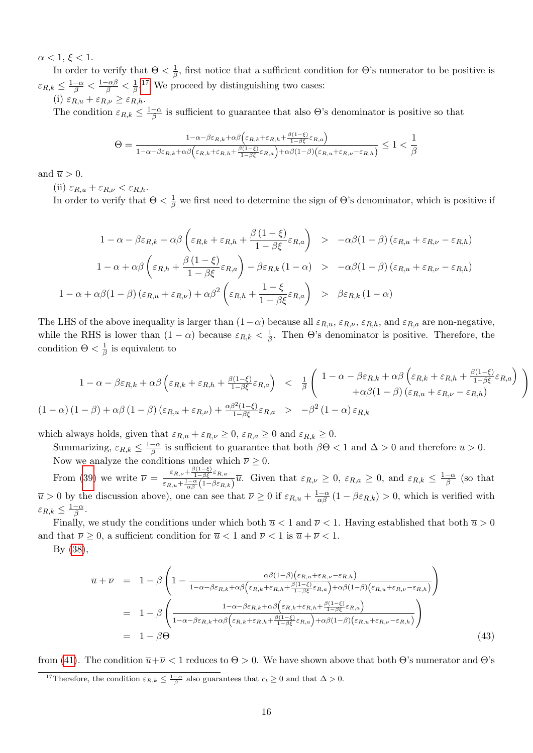$\alpha < 1$, $\xi < 1$.

In order to verify that $\Theta < \frac{1}{\beta}$, first notice that a sufficient condition for $\Theta$'s numerator to be positive is $\varepsilon_{R,k} \leq \frac{1-\alpha}{\beta} < \frac{1-\alpha\beta}{\beta} < \frac{1}{\beta}$.[17] We proceed by distinguishing two cases:

(i) $\varepsilon_{R,u} + \varepsilon_{R,\nu} \geq \varepsilon_{R,h}$.

The condition $\varepsilon_{R,k} \leq \frac{1-\alpha}{\beta}$ is sufficient to guarantee that also $\Theta$'s denominator is positive so that

$$\Theta = \frac{1-\alpha-\beta\varepsilon_{R,k}+\alpha\beta\left(\varepsilon_{R,k}+\varepsilon_{R,h}+\frac{\beta(1-\xi)}{1-\beta\xi}\varepsilon_{R,a}\right)}{1-\alpha-\beta\varepsilon_{R,k}+\alpha\beta\left(\varepsilon_{R,k}+\varepsilon_{R,h}+\frac{\beta(1-\xi)}{1-\beta\xi}\varepsilon_{R,a}\right)+\alpha\beta(1-\beta)\left(\varepsilon_{R,u}+\varepsilon_{R,\nu}-\varepsilon_{R,h}\right)} \leq 1 < \frac{1}{\beta}$$

and $\overline{u} > 0$.

(ii) $\varepsilon_{R,u} + \varepsilon_{R,\nu} < \varepsilon_{R,h}$.

In order to verify that $\Theta < \frac{1}{\beta}$ we first need to determine the sign of $\Theta$'s denominator, which is positive if

$$\begin{aligned}
1-\alpha-\beta\varepsilon_{R,k}+\alpha\beta\left(\varepsilon_{R,k}+\varepsilon_{R,h}+\frac{\beta(1-\xi)}{1-\beta\xi}\varepsilon_{R,a}\right) &> -\alpha\beta(1-\beta)\left(\varepsilon_{R,u}+\varepsilon_{R,\nu}-\varepsilon_{R,h}\right) \\
1-\alpha+\alpha\beta\left(\varepsilon_{R,h}+\frac{\beta(1-\xi)}{1-\beta\xi}\varepsilon_{R,a}\right)-\beta\varepsilon_{R,k}(1-\alpha) &> -\alpha\beta(1-\beta)\left(\varepsilon_{R,u}+\varepsilon_{R,\nu}-\varepsilon_{R,h}\right) \\
1-\alpha+\alpha\beta(1-\beta)\left(\varepsilon_{R,u}+\varepsilon_{R,\nu}\right)+\alpha\beta^2\left(\varepsilon_{R,h}+\frac{1-\xi}{1-\beta\xi}\varepsilon_{R,a}\right) &> \beta\varepsilon_{R,k}(1-\alpha)
\end{aligned}$$

The LHS of the above inequality is larger than $(1-\alpha)$ because all $\varepsilon_{R,u}$, $\varepsilon_{R,\nu}$, $\varepsilon_{R,h}$, and $\varepsilon_{R,a}$ are non-negative, while the RHS is lower than $(1-\alpha)$ because $\varepsilon_{R,k} < \frac{1}{\beta}$. Then $\Theta$'s denominator is positive. Therefore, the condition $\Theta < \frac{1}{\beta}$ is equivalent to

$$\begin{aligned}
1-\alpha-\beta\varepsilon_{R,k}+\alpha\beta\left(\varepsilon_{R,k}+\varepsilon_{R,h}+\tfrac{\beta(1-\xi)}{1-\beta\xi}\varepsilon_{R,a}\right) &< \frac{1}{\beta}\left(\begin{array}{c} 1-\alpha-\beta\varepsilon_{R,k}+\alpha\beta\left(\varepsilon_{R,k}+\varepsilon_{R,h}+\frac{\beta(1-\xi)}{1-\beta\xi}\varepsilon_{R,a}\right) \\ +\alpha\beta(1-\beta)\left(\varepsilon_{R,u}+\varepsilon_{R,\nu}-\varepsilon_{R,h}\right)\end{array}\right) \\
(1-\alpha)(1-\beta)+\alpha\beta(1-\beta)\left(\varepsilon_{R,u}+\varepsilon_{R,\nu}\right)+\frac{\alpha\beta^2(1-\xi)}{1-\beta\xi}\varepsilon_{R,a} &> -\beta^2(1-\alpha)\varepsilon_{R,k}
\end{aligned}$$

which always holds, given that $\varepsilon_{R,u}+\varepsilon_{R,\nu} \geq 0$, $\varepsilon_{R,a} \geq 0$ and $\varepsilon_{R,k} \geq 0$.

Summarizing, $\varepsilon_{R,k} \leq \frac{1-\alpha}{\beta}$ is sufficient to guarantee that both $\beta\Theta < 1$ and $\Delta > 0$ and therefore $\overline{u} > 0$.

Now we analyze the conditions under which $\overline{\nu} \geq 0$.

From (39) we write $\overline{\nu} = \frac{\varepsilon_{R,\nu}+\frac{\beta(1-\xi)}{1-\beta\xi}\varepsilon_{R,a}}{\varepsilon_{R,u}+\frac{1-\alpha}{\alpha\beta}\left(1-\beta\varepsilon_{R,k}\right)}\overline{u}$. Given that $\varepsilon_{R,\nu} \geq 0$, $\varepsilon_{R,a} \geq 0$, and $\varepsilon_{R,k} \leq \frac{1-\alpha}{\beta}$ (so that $\overline{u} > 0$ by the discussion above), one can see that $\overline{\nu} \geq 0$ if $\varepsilon_{R,u} + \frac{1-\alpha}{\alpha\beta}\left(1-\beta\varepsilon_{R,k}\right) > 0$, which is verified with $\varepsilon_{R,k} \leq \frac{1-\alpha}{\beta}$.

Finally, we study the conditions under which both $\overline{u} < 1$ and $\overline{\nu} < 1$. Having established that both $\overline{u} > 0$ and that $\overline{\nu} \geq 0$, a sufficient condition for $\overline{u} < 1$ and $\overline{\nu} < 1$ is $\overline{u} + \overline{\nu} < 1$.

By (38),

$$\begin{aligned}
\overline{u}+\overline{\nu} &= 1-\beta\left(1-\frac{\alpha\beta(1-\beta)\left(\varepsilon_{R,u}+\varepsilon_{R,\nu}-\varepsilon_{R,h}\right)}{1-\alpha-\beta\varepsilon_{R,k}+\alpha\beta\left(\varepsilon_{R,k}+\varepsilon_{R,h}+\frac{\beta(1-\xi)}{1-\beta\xi}\varepsilon_{R,a}\right)+\alpha\beta(1-\beta)\left(\varepsilon_{R,u}+\varepsilon_{R,\nu}-\varepsilon_{R,h}\right)}\right) \\
&= 1-\beta\left(\frac{1-\alpha-\beta\varepsilon_{R,k}+\alpha\beta\left(\varepsilon_{R,k}+\varepsilon_{R,h}+\frac{\beta(1-\xi)}{1-\beta\xi}\varepsilon_{R,a}\right)}{1-\alpha-\beta\varepsilon_{R,k}+\alpha\beta\left(\varepsilon_{R,k}+\varepsilon_{R,h}+\frac{\beta(1-\xi)}{1-\beta\xi}\varepsilon_{R,a}\right)+\alpha\beta(1-\beta)\left(\varepsilon_{R,u}+\varepsilon_{R,\nu}-\varepsilon_{R,h}\right)}\right) \\
&= 1-\beta\Theta
\end{aligned} \tag{43}$$

from (41). The condition $\overline{u}+\overline{\nu} < 1$ reduces to $\Theta > 0$. We have shown above that both $\Theta$'s numerator and $\Theta$'s

[17] Therefore, the condition $\varepsilon_{R,k} \leq \frac{1-\alpha}{\beta}$ also guarantees that $c_t \geq 0$ and that $\Delta > 0$.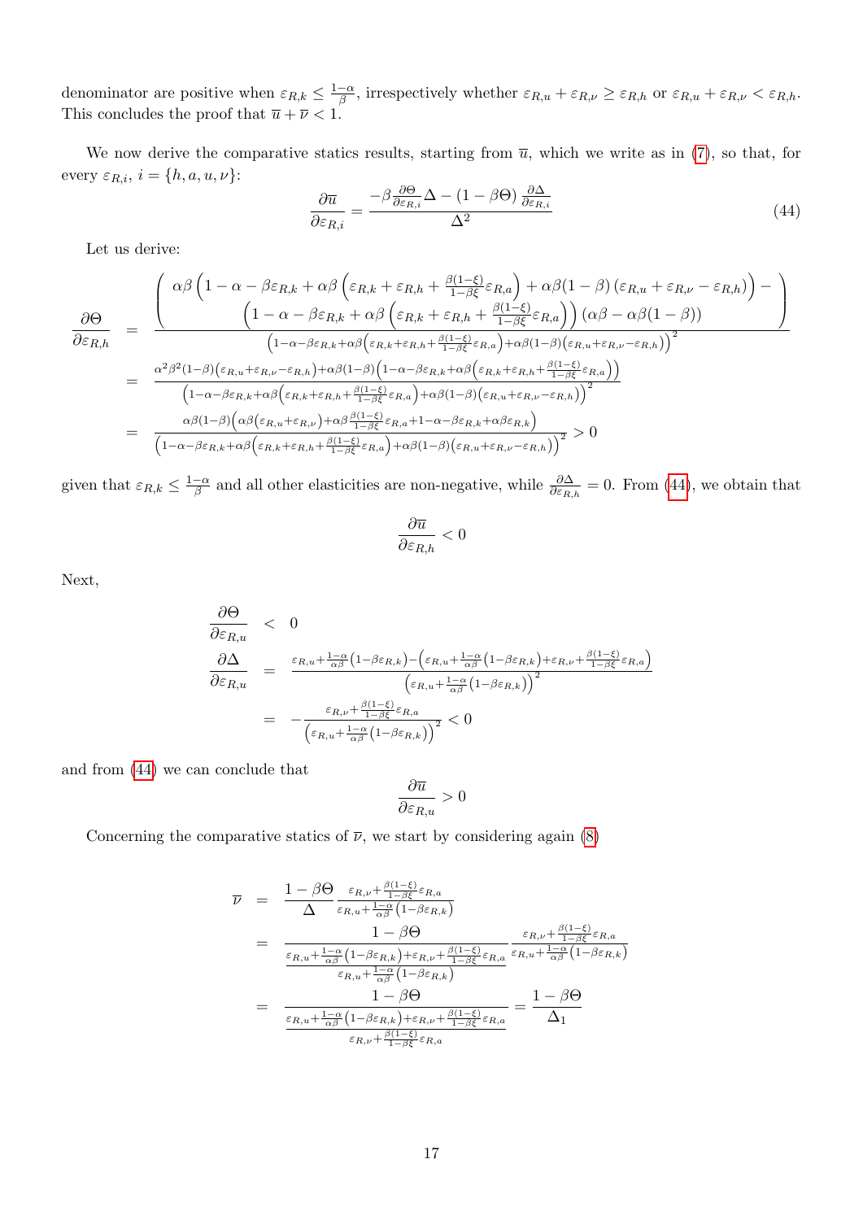denominator are positive when $\varepsilon_{R,k} \leq \frac{1-\alpha}{\beta}$, irrespectively whether $\varepsilon_{R,u}+\varepsilon_{R,\nu} \geq \varepsilon_{R,h}$ or $\varepsilon_{R,u}+\varepsilon_{R,\nu} < \varepsilon_{R,h}$. This concludes the proof that $\overline{u}+\overline{\nu}<1$.

We now derive the comparative statics results, starting from $\overline{u}$, which we write as in (7), so that, for every $\varepsilon_{R,i}$, $i=\{h,a,u,\nu\}$:

$$
\frac{\partial \overline{u}}{\partial \varepsilon_{R,i}} = \frac{-\beta \frac{\partial \Theta}{\partial \varepsilon_{R,i}} \Delta - (1-\beta\Theta)\frac{\partial \Delta}{\partial \varepsilon_{R,i}}}{\Delta^2} \tag{44}
$$

Let us derive:

$$
\begin{aligned}
\frac{\partial \Theta}{\partial \varepsilon_{R,h}} &= \frac{\begin{pmatrix} \alpha\beta\left(1-\alpha-\beta\varepsilon_{R,k}+\alpha\beta\left(\varepsilon_{R,k}+\varepsilon_{R,h}+\frac{\beta(1-\xi)}{1-\beta\xi}\varepsilon_{R,a}\right)+\alpha\beta(1-\beta)\left(\varepsilon_{R,u}+\varepsilon_{R,\nu}-\varepsilon_{R,h}\right)\right) - \\ \left(1-\alpha-\beta\varepsilon_{R,k}+\alpha\beta\left(\varepsilon_{R,k}+\varepsilon_{R,h}+\frac{\beta(1-\xi)}{1-\beta\xi}\varepsilon_{R,a}\right)\right)\left(\alpha\beta-\alpha\beta(1-\beta)\right)\end{pmatrix}}{\left(1-\alpha-\beta\varepsilon_{R,k}+\alpha\beta\left(\varepsilon_{R,k}+\varepsilon_{R,h}+\frac{\beta(1-\xi)}{1-\beta\xi}\varepsilon_{R,a}\right)+\alpha\beta(1-\beta)\left(\varepsilon_{R,u}+\varepsilon_{R,\nu}-\varepsilon_{R,h}\right)\right)^2} \\
&= \frac{\alpha^2\beta^2(1-\beta)\left(\varepsilon_{R,u}+\varepsilon_{R,\nu}-\varepsilon_{R,h}\right)+\alpha\beta(1-\beta)\left(1-\alpha-\beta\varepsilon_{R,k}+\alpha\beta\left(\varepsilon_{R,k}+\varepsilon_{R,h}+\frac{\beta(1-\xi)}{1-\beta\xi}\varepsilon_{R,a}\right)\right)}{\left(1-\alpha-\beta\varepsilon_{R,k}+\alpha\beta\left(\varepsilon_{R,k}+\varepsilon_{R,h}+\frac{\beta(1-\xi)}{1-\beta\xi}\varepsilon_{R,a}\right)+\alpha\beta(1-\beta)\left(\varepsilon_{R,u}+\varepsilon_{R,\nu}-\varepsilon_{R,h}\right)\right)^2} \\
&= \frac{\alpha\beta(1-\beta)\left(\alpha\beta\left(\varepsilon_{R,u}+\varepsilon_{R,\nu}\right)+\alpha\beta\frac{\beta(1-\xi)}{1-\beta\xi}\varepsilon_{R,a}+1-\alpha-\beta\varepsilon_{R,k}+\alpha\beta\varepsilon_{R,k}\right)}{\left(1-\alpha-\beta\varepsilon_{R,k}+\alpha\beta\left(\varepsilon_{R,k}+\varepsilon_{R,h}+\frac{\beta(1-\xi)}{1-\beta\xi}\varepsilon_{R,a}\right)+\alpha\beta(1-\beta)\left(\varepsilon_{R,u}+\varepsilon_{R,\nu}-\varepsilon_{R,h}\right)\right)^2} > 0
\end{aligned}
$$

given that $\varepsilon_{R,k} \leq \frac{1-\alpha}{\beta}$ and all other elasticities are non-negative, while $\frac{\partial \Delta}{\partial \varepsilon_{R,h}} = 0$. From (44), we obtain that

$$
\frac{\partial \overline{u}}{\partial \varepsilon_{R,h}} < 0
$$

Next,

$$
\begin{aligned}
\frac{\partial \Theta}{\partial \varepsilon_{R,u}} &< 0 \\
\frac{\partial \Delta}{\partial \varepsilon_{R,u}} &= \frac{\varepsilon_{R,u}+\frac{1-\alpha}{\alpha\beta}\left(1-\beta\varepsilon_{R,k}\right)-\left(\varepsilon_{R,u}+\frac{1-\alpha}{\alpha\beta}\left(1-\beta\varepsilon_{R,k}\right)+\varepsilon_{R,\nu}+\frac{\beta(1-\xi)}{1-\beta\xi}\varepsilon_{R,a}\right)}{\left(\varepsilon_{R,u}+\frac{1-\alpha}{\alpha\beta}\left(1-\beta\varepsilon_{R,k}\right)\right)^2} \\
&= -\frac{\varepsilon_{R,\nu}+\frac{\beta(1-\xi)}{1-\beta\xi}\varepsilon_{R,a}}{\left(\varepsilon_{R,u}+\frac{1-\alpha}{\alpha\beta}\left(1-\beta\varepsilon_{R,k}\right)\right)^2} < 0
\end{aligned}
$$

and from (44) we can conclude that

$$
\frac{\partial \overline{u}}{\partial \varepsilon_{R,u}} > 0
$$

Concerning the comparative statics of $\overline{\nu}$, we start by considering again (8)

$$
\begin{aligned}
\overline{\nu} &= \frac{1-\beta\Theta}{\Delta}\frac{\varepsilon_{R,\nu}+\frac{\beta(1-\xi)}{1-\beta\xi}\varepsilon_{R,a}}{\varepsilon_{R,u}+\frac{1-\alpha}{\alpha\beta}\left(1-\beta\varepsilon_{R,k}\right)} \\
&= \frac{1-\beta\Theta}{\frac{\varepsilon_{R,u}+\frac{1-\alpha}{\alpha\beta}\left(1-\beta\varepsilon_{R,k}\right)+\varepsilon_{R,\nu}+\frac{\beta(1-\xi)}{1-\beta\xi}\varepsilon_{R,a}}{\varepsilon_{R,u}+\frac{1-\alpha}{\alpha\beta}\left(1-\beta\varepsilon_{R,k}\right)}}\frac{\varepsilon_{R,\nu}+\frac{\beta(1-\xi)}{1-\beta\xi}\varepsilon_{R,a}}{\varepsilon_{R,u}+\frac{1-\alpha}{\alpha\beta}\left(1-\beta\varepsilon_{R,k}\right)} \\
&= \frac{1-\beta\Theta}{\frac{\varepsilon_{R,u}+\frac{1-\alpha}{\alpha\beta}\left(1-\beta\varepsilon_{R,k}\right)+\varepsilon_{R,\nu}+\frac{\beta(1-\xi)}{1-\beta\xi}\varepsilon_{R,a}}{\varepsilon_{R,\nu}+\frac{\beta(1-\xi)}{1-\beta\xi}\varepsilon_{R,a}}} = \frac{1-\beta\Theta}{\Delta_1}
\end{aligned}
$$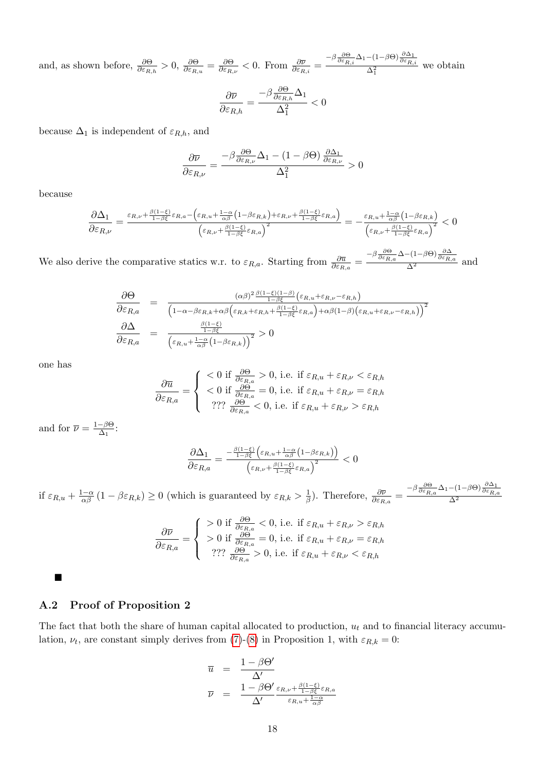and, as shown before, $\frac{\partial \Theta}{\partial \varepsilon_{R,h}} > 0$, $\frac{\partial \Theta}{\partial \varepsilon_{R,u}} = \frac{\partial \Theta}{\partial \varepsilon_{R,\nu}} < 0$. From $\frac{\partial \overline{\nu}}{\partial \varepsilon_{R,i}} = \frac{-\beta \frac{\partial \Theta}{\partial \varepsilon_{R,i}} \Delta_1 - (1-\beta\Theta) \frac{\partial \Delta_1}{\partial \varepsilon_{R,i}}}{\Delta_1^2}$ we obtain

$$\frac{\partial \overline{\nu}}{\partial \varepsilon_{R,h}} = \frac{-\beta \frac{\partial \Theta}{\partial \varepsilon_{R,h}} \Delta_1}{\Delta_1^2} < 0$$

because $\Delta_1$ is independent of $\varepsilon_{R,h}$, and

$$\frac{\partial \overline{\nu}}{\partial \varepsilon_{R,\nu}} = \frac{-\beta \frac{\partial \Theta}{\partial \varepsilon_{R,\nu}} \Delta_1 - (1-\beta\Theta) \frac{\partial \Delta_1}{\partial \varepsilon_{R,\nu}}}{\Delta_1^2} > 0$$

because

$$\frac{\partial \Delta_1}{\partial \varepsilon_{R,\nu}} = \frac{\varepsilon_{R,\nu} + \frac{\beta(1-\xi)}{1-\beta\xi}\varepsilon_{R,a} - \left(\varepsilon_{R,u} + \frac{1-\alpha}{\alpha\beta}\left(1-\beta\varepsilon_{R,k}\right) + \varepsilon_{R,\nu} + \frac{\beta(1-\xi)}{1-\beta\xi}\varepsilon_{R,a}\right)}{\left(\varepsilon_{R,\nu} + \frac{\beta(1-\xi)}{1-\beta\xi}\varepsilon_{R,a}\right)^2} = -\frac{\varepsilon_{R,u} + \frac{1-\alpha}{\alpha\beta}\left(1-\beta\varepsilon_{R,k}\right)}{\left(\varepsilon_{R,\nu} + \frac{\beta(1-\xi)}{1-\beta\xi}\varepsilon_{R,a}\right)^2} < 0$$

We also derive the comparative statics w.r. to $\varepsilon_{R,a}$. Starting from $\frac{\partial \overline{u}}{\partial \varepsilon_{R,a}} = \frac{-\beta \frac{\partial \Theta}{\partial \varepsilon_{R,a}} \Delta - (1-\beta\Theta) \frac{\partial \Delta}{\partial \varepsilon_{R,a}}}{\Delta^2}$ and

$$\begin{aligned}
\frac{\partial \Theta}{\partial \varepsilon_{R,a}} &= \frac{(\alpha\beta)^2 \frac{\beta(1-\xi)(1-\beta)}{1-\beta\xi}\left(\varepsilon_{R,u} + \varepsilon_{R,\nu} - \varepsilon_{R,h}\right)}{\left(1-\alpha-\beta\varepsilon_{R,k} + \alpha\beta\left(\varepsilon_{R,k} + \varepsilon_{R,h} + \frac{\beta(1-\xi)}{1-\beta\xi}\varepsilon_{R,a}\right) + \alpha\beta(1-\beta)\left(\varepsilon_{R,u} + \varepsilon_{R,\nu} - \varepsilon_{R,h}\right)\right)^2} \\
\frac{\partial \Delta}{\partial \varepsilon_{R,a}} &= \frac{\frac{\beta(1-\xi)}{1-\beta\xi}}{\left(\varepsilon_{R,u} + \frac{1-\alpha}{\alpha\beta}\left(1-\beta\varepsilon_{R,k}\right)\right)^2} > 0
\end{aligned}$$

one has

$$\frac{\partial \overline{u}}{\partial \varepsilon_{R,a}} = \begin{cases} < 0 \text{ if } \frac{\partial \Theta}{\partial \varepsilon_{R,a}} > 0, \text{ i.e. if } \varepsilon_{R,u} + \varepsilon_{R,\nu} < \varepsilon_{R,h} \\ < 0 \text{ if } \frac{\partial \Theta}{\partial \varepsilon_{R,a}} = 0, \text{ i.e. if } \varepsilon_{R,u} + \varepsilon_{R,\nu} = \varepsilon_{R,h} \\ ??? \ \frac{\partial \Theta}{\partial \varepsilon_{R,a}} < 0, \text{ i.e. if } \varepsilon_{R,u} + \varepsilon_{R,\nu} > \varepsilon_{R,h} \end{cases}$$

and for $\overline{\nu} = \frac{1-\beta\Theta}{\Delta_1}$:

$$\frac{\partial \Delta_1}{\partial \varepsilon_{R,a}} = \frac{-\frac{\beta(1-\xi)}{1-\beta\xi}\left(\varepsilon_{R,u} + \frac{1-\alpha}{\alpha\beta}\left(1-\beta\varepsilon_{R,k}\right)\right)}{\left(\varepsilon_{R,\nu} + \frac{\beta(1-\xi)}{1-\beta\xi}\varepsilon_{R,a}\right)^2} < 0$$

if $\varepsilon_{R,u} + \frac{1-\alpha}{\alpha\beta}\left(1-\beta\varepsilon_{R,k}\right) \geq 0$ (which is guaranteed by $\varepsilon_{R,k} > \frac{1}{\beta}$). Therefore, $\frac{\partial \overline{\nu}}{\partial \varepsilon_{R,a}} = \frac{-\beta \frac{\partial \Theta}{\partial \varepsilon_{R,a}} \Delta_1 - (1-\beta\Theta) \frac{\partial \Delta_1}{\partial \varepsilon_{R,a}}}{\Delta^2}$

$$\frac{\partial \overline{\nu}}{\partial \varepsilon_{R,a}} = \begin{cases} > 0 \text{ if } \frac{\partial \Theta}{\partial \varepsilon_{R,a}} < 0, \text{ i.e. if } \varepsilon_{R,u} + \varepsilon_{R,\nu} > \varepsilon_{R,h} \\ > 0 \text{ if } \frac{\partial \Theta}{\partial \varepsilon_{R,a}} = 0, \text{ i.e. if } \varepsilon_{R,u} + \varepsilon_{R,\nu} = \varepsilon_{R,h} \\ ??? \ \frac{\partial \Theta}{\partial \varepsilon_{R,a}} > 0, \text{ i.e. if } \varepsilon_{R,u} + \varepsilon_{R,\nu} < \varepsilon_{R,h} \end{cases}$$

■

## A.2 Proof of Proposition 2

The fact that both the share of human capital allocated to production, $u_t$ and to financial literacy accumulation, $\nu_t$, are constant simply derives from (7)-(8) in Proposition 1, with $\varepsilon_{R,k} = 0$:

$$\begin{aligned}
\overline{u} &= \frac{1-\beta\Theta'}{\Delta'} \\
\overline{\nu} &= \frac{1-\beta\Theta'}{\Delta'} \frac{\varepsilon_{R,\nu} + \frac{\beta(1-\xi)}{1-\beta\xi}\varepsilon_{R,a}}{\varepsilon_{R,u} + \frac{1-\alpha}{\alpha\beta}}
\end{aligned}$$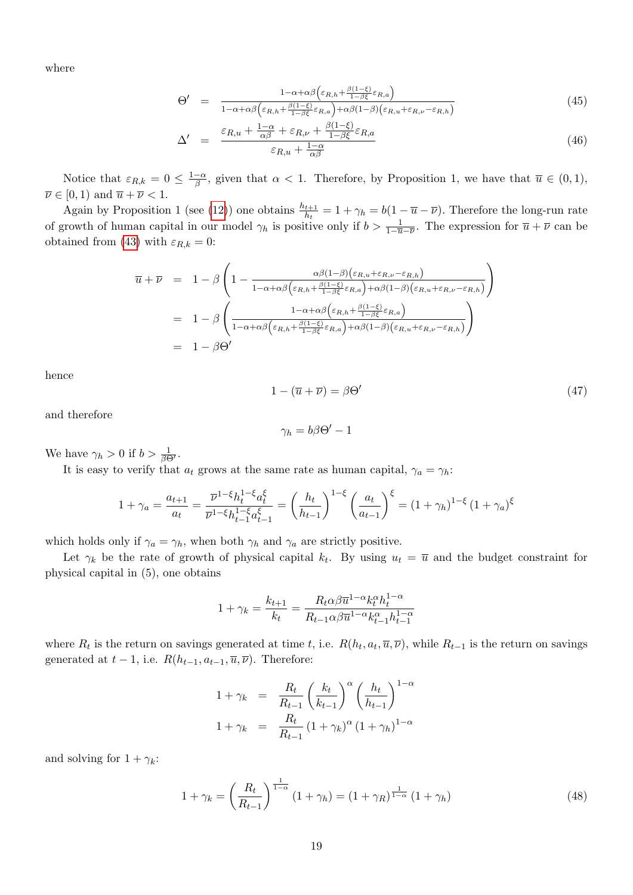where

$$\Theta' = \frac{1-\alpha+\alpha\beta\left(\varepsilon_{R,h}+\frac{\beta(1-\xi)}{1-\beta\xi}\varepsilon_{R,a}\right)}{1-\alpha+\alpha\beta\left(\varepsilon_{R,h}+\frac{\beta(1-\xi)}{1-\beta\xi}\varepsilon_{R,a}\right)+\alpha\beta(1-\beta)\left(\varepsilon_{R,u}+\varepsilon_{R,\nu}-\varepsilon_{R,h}\right)} \tag{45}$$

$$\Delta' = \frac{\varepsilon_{R,u}+\frac{1-\alpha}{\alpha\beta}+\varepsilon_{R,\nu}+\frac{\beta(1-\xi)}{1-\beta\xi}\varepsilon_{R,a}}{\varepsilon_{R,u}+\frac{1-\alpha}{\alpha\beta}} \tag{46}$$

Notice that $\varepsilon_{R,k} = 0 \leq \frac{1-\alpha}{\beta}$, given that $\alpha < 1$. Therefore, by Proposition 1, we have that $\overline{u} \in (0,1)$, $\overline{\nu} \in [0,1)$ and $\overline{u} + \overline{\nu} < 1$.

Again by Proposition 1 (see (12)) one obtains $\frac{h_{t+1}}{h_t} = 1 + \gamma_h = b(1 - \overline{u} - \overline{\nu})$. Therefore the long-run rate of growth of human capital in our model $\gamma_h$ is positive only if $b > \frac{1}{1-\overline{u}-\overline{\nu}}$. The expression for $\overline{u} + \overline{\nu}$ can be obtained from (43) with $\varepsilon_{R,k} = 0$:

$$\begin{aligned}
\overline{u} + \overline{\nu} &= 1 - \beta\left(1 - \frac{\alpha\beta(1-\beta)\left(\varepsilon_{R,u}+\varepsilon_{R,\nu}-\varepsilon_{R,h}\right)}{1-\alpha+\alpha\beta\left(\varepsilon_{R,h}+\frac{\beta(1-\xi)}{1-\beta\xi}\varepsilon_{R,a}\right)+\alpha\beta(1-\beta)\left(\varepsilon_{R,u}+\varepsilon_{R,\nu}-\varepsilon_{R,h}\right)}\right) \\
&= 1 - \beta\left(\frac{1-\alpha+\alpha\beta\left(\varepsilon_{R,h}+\frac{\beta(1-\xi)}{1-\beta\xi}\varepsilon_{R,a}\right)}{1-\alpha+\alpha\beta\left(\varepsilon_{R,h}+\frac{\beta(1-\xi)}{1-\beta\xi}\varepsilon_{R,a}\right)+\alpha\beta(1-\beta)\left(\varepsilon_{R,u}+\varepsilon_{R,\nu}-\varepsilon_{R,h}\right)}\right) \\
&= 1 - \beta\Theta'
\end{aligned}$$

hence

$$1 - (\overline{u} + \overline{\nu}) = \beta\Theta' \tag{47}$$

and therefore

$$\gamma_h = b\beta\Theta' - 1$$

We have $\gamma_h > 0$ if $b > \frac{1}{\beta\Theta'}$.

It is easy to verify that $a_t$ grows at the same rate as human capital, $\gamma_a = \gamma_h$:

$$1 + \gamma_a = \frac{a_{t+1}}{a_t} = \frac{\overline{\nu}^{1-\xi}h_t^{1-\xi}a_t^{\xi}}{\overline{\nu}^{1-\xi}h_{t-1}^{1-\xi}a_{t-1}^{\xi}} = \left(\frac{h_t}{h_{t-1}}\right)^{1-\xi}\left(\frac{a_t}{a_{t-1}}\right)^{\xi} = (1+\gamma_h)^{1-\xi}(1+\gamma_a)^{\xi}$$

which holds only if $\gamma_a = \gamma_h$, when both $\gamma_h$ and $\gamma_a$ are strictly positive.

Let $\gamma_k$ be the rate of growth of physical capital $k_t$. By using $u_t = \overline{u}$ and the budget constraint for physical capital in (5), one obtains

$$1 + \gamma_k = \frac{k_{t+1}}{k_t} = \frac{R_t\alpha\beta\overline{u}^{1-\alpha}k_t^{\alpha}h_t^{1-\alpha}}{R_{t-1}\alpha\beta\overline{u}^{1-\alpha}k_{t-1}^{\alpha}h_{t-1}^{1-\alpha}}$$

where $R_t$ is the return on savings generated at time $t$, i.e. $R(h_t, a_t, \overline{u}, \overline{\nu})$, while $R_{t-1}$ is the return on savings generated at $t-1$, i.e. $R(h_{t-1}, a_{t-1}, \overline{u}, \overline{\nu})$. Therefore:

$$\begin{aligned}
1 + \gamma_k &= \frac{R_t}{R_{t-1}}\left(\frac{k_t}{k_{t-1}}\right)^{\alpha}\left(\frac{h_t}{h_{t-1}}\right)^{1-\alpha} \\
1 + \gamma_k &= \frac{R_t}{R_{t-1}}(1+\gamma_k)^{\alpha}(1+\gamma_h)^{1-\alpha}
\end{aligned}$$

and solving for $1 + \gamma_k$:

$$1 + \gamma_k = \left(\frac{R_t}{R_{t-1}}\right)^{\frac{1}{1-\alpha}}(1+\gamma_h) = (1+\gamma_R)^{\frac{1}{1-\alpha}}(1+\gamma_h) \tag{48}$$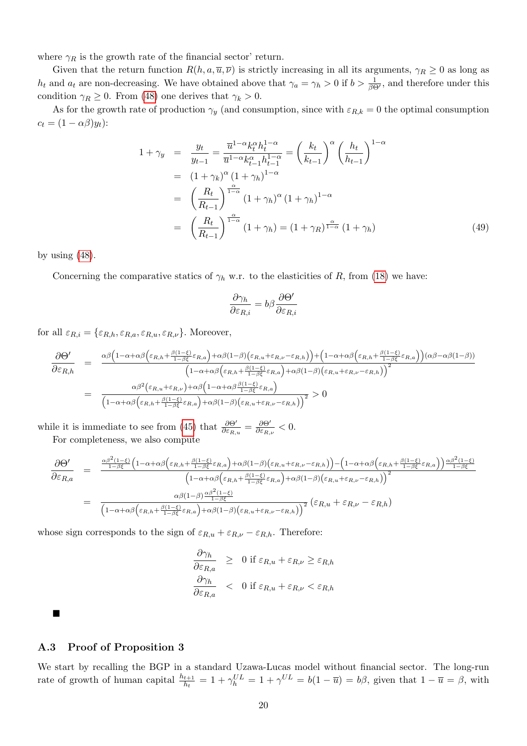where $\gamma_R$ is the growth rate of the financial sector' return.

Given that the return function $R(h, a, \overline{u}, \overline{\nu})$ is strictly increasing in all its arguments, $\gamma_R \geq 0$ as long as $h_t$ and $a_t$ are non-decreasing. We have obtained above that $\gamma_a = \gamma_h > 0$ if $b > \frac{1}{\beta\Theta'}$, and therefore under this condition $\gamma_R \geq 0$. From (48) one derives that $\gamma_k > 0$.

As for the growth rate of production $\gamma_y$ (and consumption, since with $\varepsilon_{R,k} = 0$ the optimal consumption $c_t = (1-\alpha\beta)y_t$):

$$
\begin{aligned}
1+\gamma_y &= \frac{y_t}{y_{t-1}} = \frac{\overline{u}^{1-\alpha}k_t^{\alpha}h_t^{1-\alpha}}{\overline{u}^{1-\alpha}k_{t-1}^{\alpha}h_{t-1}^{1-\alpha}} = \left(\frac{k_t}{k_{t-1}}\right)^{\alpha}\left(\frac{h_t}{h_{t-1}}\right)^{1-\alpha} \\
&= (1+\gamma_k)^{\alpha}(1+\gamma_h)^{1-\alpha} \\
&= \left(\frac{R_t}{R_{t-1}}\right)^{\frac{\alpha}{1-\alpha}}(1+\gamma_h)^{\alpha}(1+\gamma_h)^{1-\alpha} \\
&= \left(\frac{R_t}{R_{t-1}}\right)^{\frac{\alpha}{1-\alpha}}(1+\gamma_h) = (1+\gamma_R)^{\frac{\alpha}{1-\alpha}}(1+\gamma_h) \qquad (49)
\end{aligned}
$$

by using (48).

Concerning the comparative statics of $\gamma_h$ w.r.t. to the elasticities of $R$, from (18) we have:

$$
\frac{\partial \gamma_h}{\partial \varepsilon_{R,i}} = b\beta \frac{\partial \Theta'}{\partial \varepsilon_{R,i}}
$$

for all $\varepsilon_{R,i} = \{\varepsilon_{R,h}, \varepsilon_{R,a}, \varepsilon_{R,u}, \varepsilon_{R,\nu}\}$. Moreover,

$$
\begin{aligned}
\frac{\partial \Theta'}{\partial \varepsilon_{R,h}} &= \frac{\alpha\beta\left(1-\alpha+\alpha\beta\left(\varepsilon_{R,h}+\frac{\beta(1-\xi)}{1-\beta\xi}\varepsilon_{R,a}\right)+\alpha\beta(1-\beta)\left(\varepsilon_{R,u}+\varepsilon_{R,\nu}-\varepsilon_{R,h}\right)\right)+\left(1-\alpha+\alpha\beta\left(\varepsilon_{R,h}+\frac{\beta(1-\xi)}{1-\beta\xi}\varepsilon_{R,a}\right)\right)(\alpha\beta-\alpha\beta(1-\beta))}{\left(1-\alpha+\alpha\beta\left(\varepsilon_{R,h}+\frac{\beta(1-\xi)}{1-\beta\xi}\varepsilon_{R,a}\right)+\alpha\beta(1-\beta)\left(\varepsilon_{R,u}+\varepsilon_{R,\nu}-\varepsilon_{R,h}\right)\right)^2} \\
&= \frac{\alpha\beta^2\left(\varepsilon_{R,u}+\varepsilon_{R,\nu}\right)+\alpha\beta\left(1-\alpha+\alpha\beta\frac{\beta(1-\xi)}{1-\beta\xi}\varepsilon_{R,a}\right)}{\left(1-\alpha+\alpha\beta\left(\varepsilon_{R,h}+\frac{\beta(1-\xi)}{1-\beta\xi}\varepsilon_{R,a}\right)+\alpha\beta(1-\beta)\left(\varepsilon_{R,u}+\varepsilon_{R,\nu}-\varepsilon_{R,h}\right)\right)^2} > 0
\end{aligned}
$$

while it is immediate to see from (45) that $\frac{\partial \Theta'}{\partial \varepsilon_{R,u}} = \frac{\partial \Theta'}{\partial \varepsilon_{R,\nu}} < 0$.

For completeness, we also compute

$$
\begin{aligned}
\frac{\partial \Theta'}{\partial \varepsilon_{R,a}} &= \frac{\frac{\alpha\beta^2(1-\xi)}{1-\beta\xi}\left(1-\alpha+\alpha\beta\left(\varepsilon_{R,h}+\frac{\beta(1-\xi)}{1-\beta\xi}\varepsilon_{R,a}\right)+\alpha\beta(1-\beta)\left(\varepsilon_{R,u}+\varepsilon_{R,\nu}-\varepsilon_{R,h}\right)\right)-\left(1-\alpha+\alpha\beta\left(\varepsilon_{R,h}+\frac{\beta(1-\xi)}{1-\beta\xi}\varepsilon_{R,a}\right)\right)\frac{\alpha\beta^2(1-\xi)}{1-\beta\xi}}{\left(1-\alpha+\alpha\beta\left(\varepsilon_{R,h}+\frac{\beta(1-\xi)}{1-\beta\xi}\varepsilon_{R,a}\right)+\alpha\beta(1-\beta)\left(\varepsilon_{R,u}+\varepsilon_{R,\nu}-\varepsilon_{R,h}\right)\right)^2} \\
&= \frac{\alpha\beta(1-\beta)\frac{\alpha\beta^2(1-\xi)}{1-\beta\xi}}{\left(1-\alpha+\alpha\beta\left(\varepsilon_{R,h}+\frac{\beta(1-\xi)}{1-\beta\xi}\varepsilon_{R,a}\right)+\alpha\beta(1-\beta)\left(\varepsilon_{R,u}+\varepsilon_{R,\nu}-\varepsilon_{R,h}\right)\right)^2}\left(\varepsilon_{R,u}+\varepsilon_{R,\nu}-\varepsilon_{R,h}\right)
\end{aligned}
$$

whose sign corresponds to the sign of $\varepsilon_{R,u}+\varepsilon_{R,\nu}-\varepsilon_{R,h}$. Therefore:

$$
\begin{aligned}
\frac{\partial \gamma_h}{\partial \varepsilon_{R,a}} &\geq 0 \text{ if } \varepsilon_{R,u}+\varepsilon_{R,\nu} \geq \varepsilon_{R,h} \\
\frac{\partial \gamma_h}{\partial \varepsilon_{R,a}} &< 0 \text{ if } \varepsilon_{R,u}+\varepsilon_{R,\nu} < \varepsilon_{R,h}
\end{aligned}
$$

■

### A.3 Proof of Proposition 3

We start by recalling the BGP in a standard Uzawa-Lucas model without financial sector. The long-run rate of growth of human capital $\frac{h_{t+1}}{h_t} = 1+\gamma_h^{UL} = 1+\gamma^{UL} = b(1-\overline{u}) = b\beta$, given that $1-\overline{u} = \beta$, with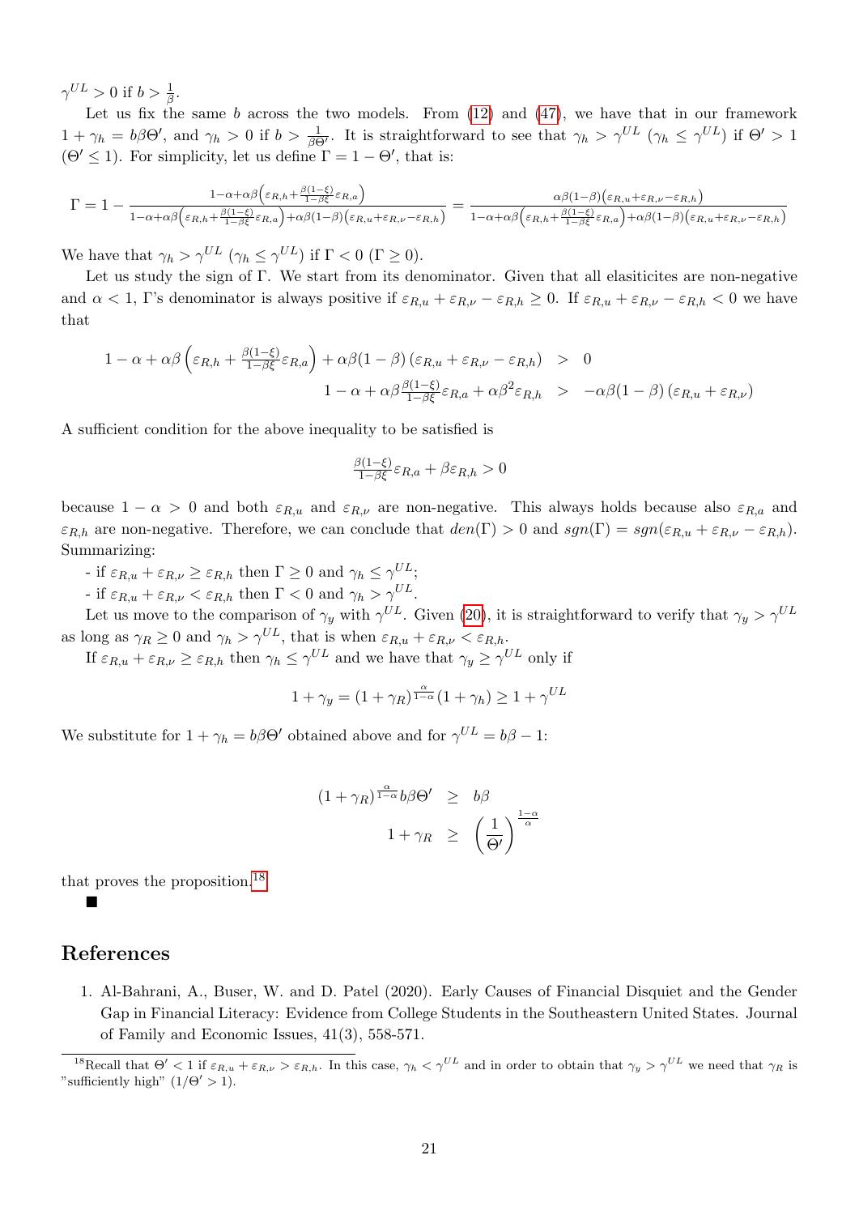$\gamma^{UL} > 0$ if $b > \frac{1}{\beta}$.

Let us fix the same $b$ across the two models. From (12) and (47), we have that in our framework $1 + \gamma_h = b\beta\Theta'$, and $\gamma_h > 0$ if $b > \frac{1}{\beta\Theta'}$. It is straightforward to see that $\gamma_h > \gamma^{UL}$ ($\gamma_h \leq \gamma^{UL}$) if $\Theta' > 1$ ($\Theta' \leq 1$). For simplicity, let us define $\Gamma = 1 - \Theta'$, that is:

$$\Gamma = 1 - \frac{1-\alpha+\alpha\beta\left(\varepsilon_{R,h}+\frac{\beta(1-\xi)}{1-\beta\xi}\varepsilon_{R,a}\right)}{1-\alpha+\alpha\beta\left(\varepsilon_{R,h}+\frac{\beta(1-\xi)}{1-\beta\xi}\varepsilon_{R,a}\right)+\alpha\beta(1-\beta)\left(\varepsilon_{R,u}+\varepsilon_{R,\nu}-\varepsilon_{R,h}\right)} = \frac{\alpha\beta(1-\beta)\left(\varepsilon_{R,u}+\varepsilon_{R,\nu}-\varepsilon_{R,h}\right)}{1-\alpha+\alpha\beta\left(\varepsilon_{R,h}+\frac{\beta(1-\xi)}{1-\beta\xi}\varepsilon_{R,a}\right)+\alpha\beta(1-\beta)\left(\varepsilon_{R,u}+\varepsilon_{R,\nu}-\varepsilon_{R,h}\right)}$$

We have that $\gamma_h > \gamma^{UL}$ ($\gamma_h \leq \gamma^{UL}$) if $\Gamma < 0$ ($\Gamma \geq 0$).

Let us study the sign of $\Gamma$. We start from its denominator. Given that all elasiticites are non-negative and $\alpha < 1$, $\Gamma$'s denominator is always positive if $\varepsilon_{R,u} + \varepsilon_{R,\nu} - \varepsilon_{R,h} \geq 0$. If $\varepsilon_{R,u} + \varepsilon_{R,\nu} - \varepsilon_{R,h} < 0$ we have that

$$\begin{aligned}
1-\alpha+\alpha\beta\left(\varepsilon_{R,h}+\tfrac{\beta(1-\xi)}{1-\beta\xi}\varepsilon_{R,a}\right)+\alpha\beta(1-\beta)\left(\varepsilon_{R,u}+\varepsilon_{R,\nu}-\varepsilon_{R,h}\right) &> 0 \\
1-\alpha+\alpha\beta\tfrac{\beta(1-\xi)}{1-\beta\xi}\varepsilon_{R,a}+\alpha\beta^2\varepsilon_{R,h} &> -\alpha\beta(1-\beta)\left(\varepsilon_{R,u}+\varepsilon_{R,\nu}\right)
\end{aligned}$$

A sufficient condition for the above inequality to be satisfied is

$$\tfrac{\beta(1-\xi)}{1-\beta\xi}\varepsilon_{R,a}+\beta\varepsilon_{R,h} > 0$$

because $1-\alpha > 0$ and both $\varepsilon_{R,u}$ and $\varepsilon_{R,\nu}$ are non-negative. This always holds because also $\varepsilon_{R,a}$ and $\varepsilon_{R,h}$ are non-negative. Therefore, we can conclude that $den(\Gamma) > 0$ and $sgn(\Gamma) = sgn(\varepsilon_{R,u} + \varepsilon_{R,\nu} - \varepsilon_{R,h})$. Summarizing:

- if $\varepsilon_{R,u} + \varepsilon_{R,\nu} \geq \varepsilon_{R,h}$ then $\Gamma \geq 0$ and $\gamma_h \leq \gamma^{UL}$;
- if $\varepsilon_{R,u} + \varepsilon_{R,\nu} < \varepsilon_{R,h}$ then $\Gamma < 0$ and $\gamma_h > \gamma^{UL}$.

Let us move to the comparison of $\gamma_y$ with $\gamma^{UL}$. Given (20), it is straightforward to verify that $\gamma_y > \gamma^{UL}$ as long as $\gamma_R \geq 0$ and $\gamma_h > \gamma^{UL}$, that is when $\varepsilon_{R,u} + \varepsilon_{R,\nu} < \varepsilon_{R,h}$.

If $\varepsilon_{R,u} + \varepsilon_{R,\nu} \geq \varepsilon_{R,h}$ then $\gamma_h \leq \gamma^{UL}$ and we have that $\gamma_y \geq \gamma^{UL}$ only if

$$1+\gamma_y = (1+\gamma_R)^{\frac{\alpha}{1-\alpha}}(1+\gamma_h) \geq 1+\gamma^{UL}$$

We substitute for $1 + \gamma_h = b\beta\Theta'$ obtained above and for $\gamma^{UL} = b\beta - 1$:

$$\begin{aligned}
(1+\gamma_R)^{\frac{\alpha}{1-\alpha}} b\beta\Theta' &\geq b\beta \\
1+\gamma_R &\geq \left(\frac{1}{\Theta'}\right)^{\frac{1-\alpha}{\alpha}}
\end{aligned}$$

that proves the proposition.[18]

■

## References

1. Al-Bahrani, A., Buser, W. and D. Patel (2020). Early Causes of Financial Disquiet and the Gender Gap in Financial Literacy: Evidence from College Students in the Southeastern United States. Journal of Family and Economic Issues, 41(3), 558-571.

---

[18] Recall that $\Theta' < 1$ if $\varepsilon_{R,u} + \varepsilon_{R,\nu} > \varepsilon_{R,h}$. In this case, $\gamma_h < \gamma^{UL}$ and in order to obtain that $\gamma_y > \gamma^{UL}$ we need that $\gamma_R$ is "sufficiently high" ($1/\Theta' > 1$).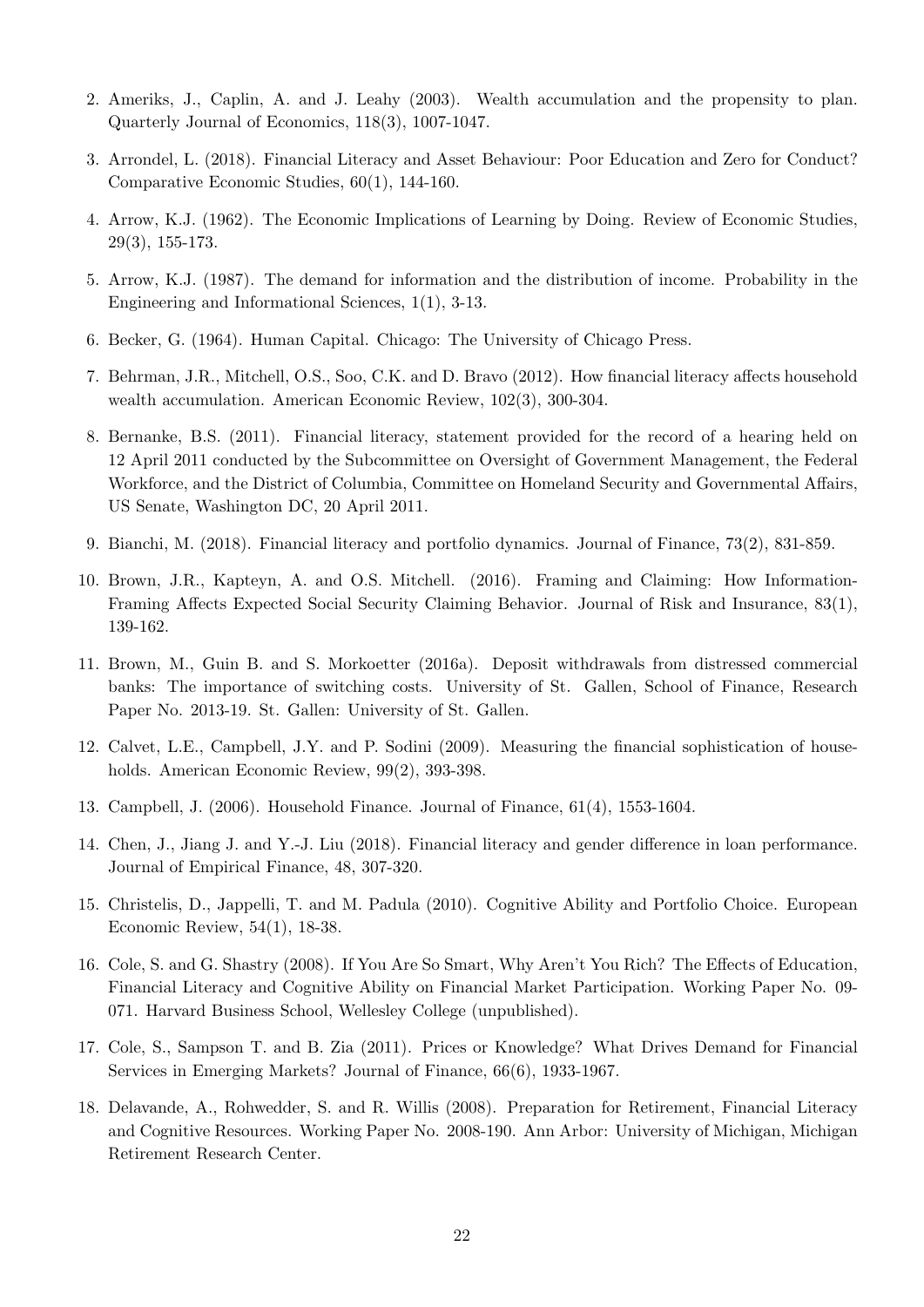2. Ameriks, J., Caplin, A. and J. Leahy (2003). Wealth accumulation and the propensity to plan. Quarterly Journal of Economics, 118(3), 1007-1047.

3. Arrondel, L. (2018). Financial Literacy and Asset Behaviour: Poor Education and Zero for Conduct? Comparative Economic Studies, 60(1), 144-160.

4. Arrow, K.J. (1962). The Economic Implications of Learning by Doing. Review of Economic Studies, 29(3), 155-173.

5. Arrow, K.J. (1987). The demand for information and the distribution of income. Probability in the Engineering and Informational Sciences, 1(1), 3-13.

6. Becker, G. (1964). Human Capital. Chicago: The University of Chicago Press.

7. Behrman, J.R., Mitchell, O.S., Soo, C.K. and D. Bravo (2012). How financial literacy affects household wealth accumulation. American Economic Review, 102(3), 300-304.

8. Bernanke, B.S. (2011). Financial literacy, statement provided for the record of a hearing held on 12 April 2011 conducted by the Subcommittee on Oversight of Government Management, the Federal Workforce, and the District of Columbia, Committee on Homeland Security and Governmental Affairs, US Senate, Washington DC, 20 April 2011.

9. Bianchi, M. (2018). Financial literacy and portfolio dynamics. Journal of Finance, 73(2), 831-859.

10. Brown, J.R., Kapteyn, A. and O.S. Mitchell. (2016). Framing and Claiming: How Information-Framing Affects Expected Social Security Claiming Behavior. Journal of Risk and Insurance, 83(1), 139-162.

11. Brown, M., Guin B. and S. Morkoetter (2016a). Deposit withdrawals from distressed commercial banks: The importance of switching costs. University of St. Gallen, School of Finance, Research Paper No. 2013-19. St. Gallen: University of St. Gallen.

12. Calvet, L.E., Campbell, J.Y. and P. Sodini (2009). Measuring the financial sophistication of households. American Economic Review, 99(2), 393-398.

13. Campbell, J. (2006). Household Finance. Journal of Finance, 61(4), 1553-1604.

14. Chen, J., Jiang J. and Y.-J. Liu (2018). Financial literacy and gender difference in loan performance. Journal of Empirical Finance, 48, 307-320.

15. Christelis, D., Jappelli, T. and M. Padula (2010). Cognitive Ability and Portfolio Choice. European Economic Review, 54(1), 18-38.

16. Cole, S. and G. Shastry (2008). If You Are So Smart, Why Aren't You Rich? The Effects of Education, Financial Literacy and Cognitive Ability on Financial Market Participation. Working Paper No. 09-071. Harvard Business School, Wellesley College (unpublished).

17. Cole, S., Sampson T. and B. Zia (2011). Prices or Knowledge? What Drives Demand for Financial Services in Emerging Markets? Journal of Finance, 66(6), 1933-1967.

18. Delavande, A., Rohwedder, S. and R. Willis (2008). Preparation for Retirement, Financial Literacy and Cognitive Resources. Working Paper No. 2008-190. Ann Arbor: University of Michigan, Michigan Retirement Research Center.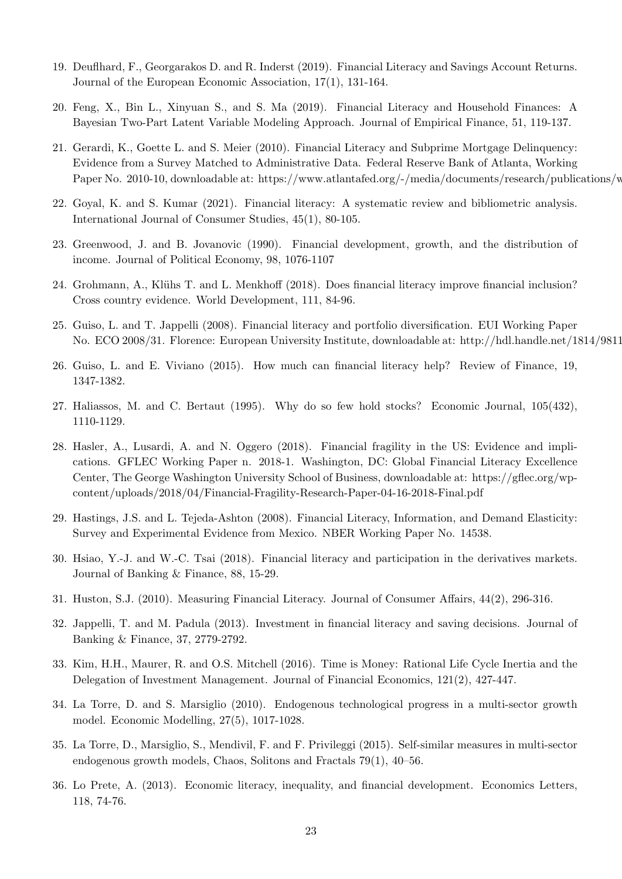19. Deuflhard, F., Georgarakos D. and R. Inderst (2019). Financial Literacy and Savings Account Returns. Journal of the European Economic Association, 17(1), 131-164.

20. Feng, X., Bin L., Xinyuan S., and S. Ma (2019). Financial Literacy and Household Finances: A Bayesian Two-Part Latent Variable Modeling Approach. Journal of Empirical Finance, 51, 119-137.

21. Gerardi, K., Goette L. and S. Meier (2010). Financial Literacy and Subprime Mortgage Delinquency: Evidence from a Survey Matched to Administrative Data. Federal Reserve Bank of Atlanta, Working Paper No. 2010-10, downloadable at: https://www.atlantafed.org/-/media/documents/research/publications/w

22. Goyal, K. and S. Kumar (2021). Financial literacy: A systematic review and bibliometric analysis. International Journal of Consumer Studies, 45(1), 80-105.

23. Greenwood, J. and B. Jovanovic (1990). Financial development, growth, and the distribution of income. Journal of Political Economy, 98, 1076-1107

24. Grohmann, A., Klühs T. and L. Menkhoff (2018). Does financial literacy improve financial inclusion? Cross country evidence. World Development, 111, 84-96.

25. Guiso, L. and T. Jappelli (2008). Financial literacy and portfolio diversification. EUI Working Paper No. ECO 2008/31. Florence: European University Institute, downloadable at: http://hdl.handle.net/1814/9811

26. Guiso, L. and E. Viviano (2015). How much can financial literacy help? Review of Finance, 19, 1347-1382.

27. Haliassos, M. and C. Bertaut (1995). Why do so few hold stocks? Economic Journal, 105(432), 1110-1129.

28. Hasler, A., Lusardi, A. and N. Oggero (2018). Financial fragility in the US: Evidence and implications. GFLEC Working Paper n. 2018-1. Washington, DC: Global Financial Literacy Excellence Center, The George Washington University School of Business, downloadable at: https://gflec.org/wp-content/uploads/2018/04/Financial-Fragility-Research-Paper-04-16-2018-Final.pdf

29. Hastings, J.S. and L. Tejeda-Ashton (2008). Financial Literacy, Information, and Demand Elasticity: Survey and Experimental Evidence from Mexico. NBER Working Paper No. 14538.

30. Hsiao, Y.-J. and W.-C. Tsai (2018). Financial literacy and participation in the derivatives markets. Journal of Banking & Finance, 88, 15-29.

31. Huston, S.J. (2010). Measuring Financial Literacy. Journal of Consumer Affairs, 44(2), 296-316.

32. Jappelli, T. and M. Padula (2013). Investment in financial literacy and saving decisions. Journal of Banking & Finance, 37, 2779-2792.

33. Kim, H.H., Maurer, R. and O.S. Mitchell (2016). Time is Money: Rational Life Cycle Inertia and the Delegation of Investment Management. Journal of Financial Economics, 121(2), 427-447.

34. La Torre, D. and S. Marsiglio (2010). Endogenous technological progress in a multi-sector growth model. Economic Modelling, 27(5), 1017-1028.

35. La Torre, D., Marsiglio, S., Mendivil, F. and F. Privileggi (2015). Self-similar measures in multi-sector endogenous growth models, Chaos, Solitons and Fractals 79(1), 40–56.

36. Lo Prete, A. (2013). Economic literacy, inequality, and financial development. Economics Letters, 118, 74-76.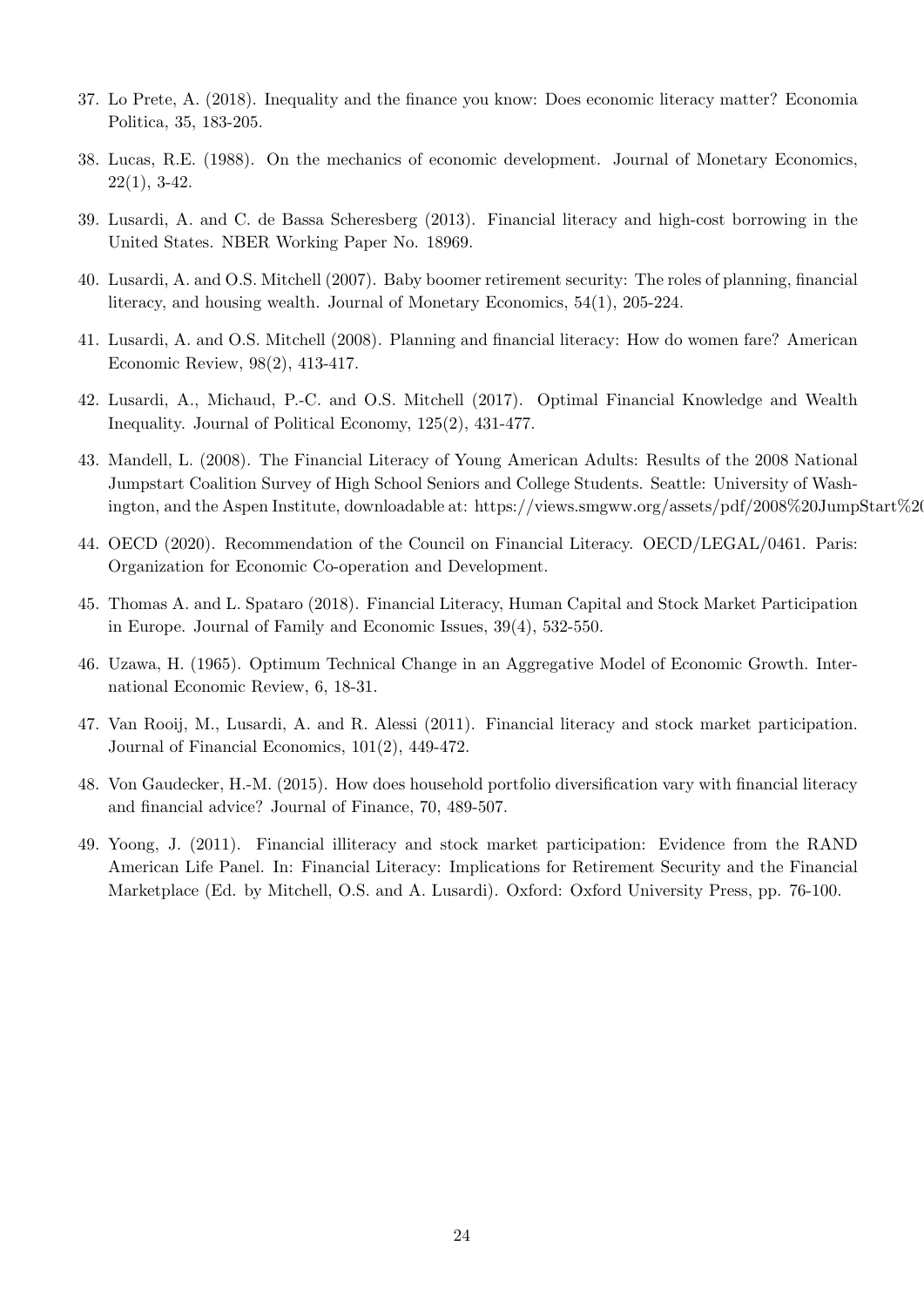37. Lo Prete, A. (2018). Inequality and the finance you know: Does economic literacy matter? Economia Politica, 35, 183-205.

38. Lucas, R.E. (1988). On the mechanics of economic development. Journal of Monetary Economics, 22(1), 3-42.

39. Lusardi, A. and C. de Bassa Scheresberg (2013). Financial literacy and high-cost borrowing in the United States. NBER Working Paper No. 18969.

40. Lusardi, A. and O.S. Mitchell (2007). Baby boomer retirement security: The roles of planning, financial literacy, and housing wealth. Journal of Monetary Economics, 54(1), 205-224.

41. Lusardi, A. and O.S. Mitchell (2008). Planning and financial literacy: How do women fare? American Economic Review, 98(2), 413-417.

42. Lusardi, A., Michaud, P.-C. and O.S. Mitchell (2017). Optimal Financial Knowledge and Wealth Inequality. Journal of Political Economy, 125(2), 431-477.

43. Mandell, L. (2008). The Financial Literacy of Young American Adults: Results of the 2008 National Jumpstart Coalition Survey of High School Seniors and College Students. Seattle: University of Washington, and the Aspen Institute, downloadable at: https://views.smgww.org/assets/pdf/2008%20JumpStart%2

44. OECD (2020). Recommendation of the Council on Financial Literacy. OECD/LEGAL/0461. Paris: Organization for Economic Co-operation and Development.

45. Thomas A. and L. Spataro (2018). Financial Literacy, Human Capital and Stock Market Participation in Europe. Journal of Family and Economic Issues, 39(4), 532-550.

46. Uzawa, H. (1965). Optimum Technical Change in an Aggregative Model of Economic Growth. International Economic Review, 6, 18-31.

47. Van Rooij, M., Lusardi, A. and R. Alessi (2011). Financial literacy and stock market participation. Journal of Financial Economics, 101(2), 449-472.

48. Von Gaudecker, H.-M. (2015). How does household portfolio diversification vary with financial literacy and financial advice? Journal of Finance, 70, 489-507.

49. Yoong, J. (2011). Financial illiteracy and stock market participation: Evidence from the RAND American Life Panel. In: Financial Literacy: Implications for Retirement Security and the Financial Marketplace (Ed. by Mitchell, O.S. and A. Lusardi). Oxford: Oxford University Press, pp. 76-100.